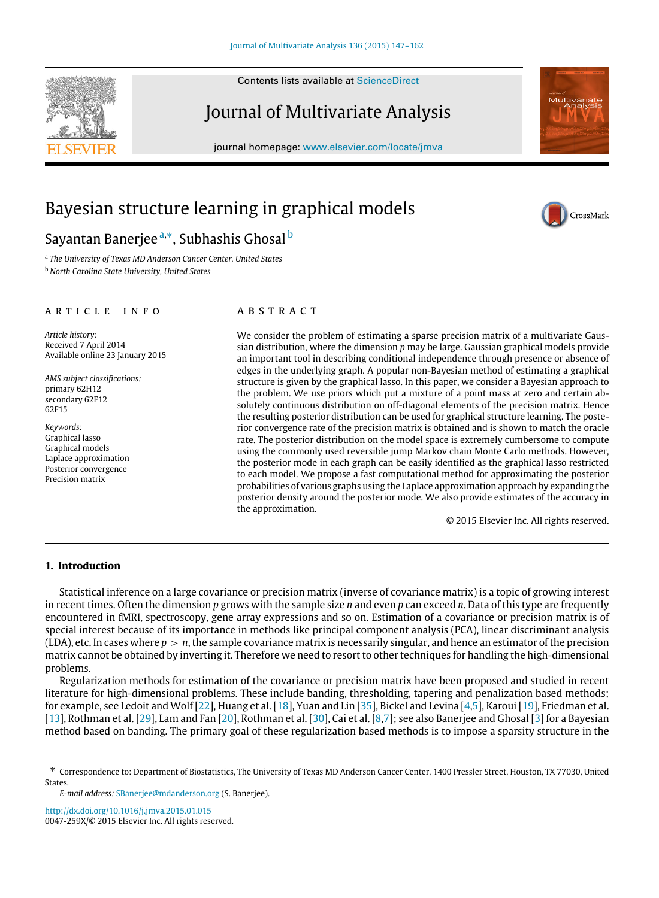# Bayesian structure learning in graphical models

Sayantan Banerjee [a,*], Subhashis Ghosal [b]

[a] *The University of Texas MD Anderson Cancer Center, United States*

[b] *North Carolina State University, United States*

## ARTICLE INFO

*Article history:*
Received 7 April 2014
Available online 23 January 2015

*AMS subject classifications:*
primary 62H12
secondary 62F12
62F15

*Keywords:*
Graphical lasso
Graphical models
Laplace approximation
Posterior convergence
Precision matrix

## ABSTRACT

We consider the problem of estimating a sparse precision matrix of a multivariate Gaussian distribution, where the dimension $p$ may be large. Gaussian graphical models provide an important tool in describing conditional independence through presence or absence of edges in the underlying graph. A popular non-Bayesian method of estimating a graphical structure is given by the graphical lasso. In this paper, we consider a Bayesian approach to the problem. We use priors which put a mixture of a point mass at zero and certain absolutely continuous distribution on off-diagonal elements of the precision matrix. Hence the resulting posterior distribution can be used for graphical structure learning. The posterior convergence rate of the precision matrix is obtained and is shown to match the oracle rate. The posterior distribution on the model space is extremely cumbersome to compute using the commonly used reversible jump Markov chain Monte Carlo methods. However, the posterior mode in each graph can be easily identified as the graphical lasso restricted to each model. We propose a fast computational method for approximating the posterior probabilities of various graphs using the Laplace approximation approach by expanding the posterior density around the posterior mode. We also provide estimates of the accuracy in the approximation.

© 2015 Elsevier Inc. All rights reserved.

## 1. Introduction

Statistical inference on a large covariance or precision matrix (inverse of covariance matrix) is a topic of growing interest in recent times. Often the dimension $p$ grows with the sample size $n$ and even $p$ can exceed $n$. Data of this type are frequently encountered in fMRI, spectroscopy, gene array expressions and so on. Estimation of a covariance or precision matrix is of special interest because of its importance in methods like principal component analysis (PCA), linear discriminant analysis (LDA), etc. In cases where $p > n$, the sample covariance matrix is necessarily singular, and hence an estimator of the precision matrix cannot be obtained by inverting it. Therefore we need to resort to other techniques for handling the high-dimensional problems.

Regularization methods for estimation of the covariance or precision matrix have been proposed and studied in recent literature for high-dimensional problems. These include banding, thresholding, tapering and penalization based methods; for example, see Ledoit and Wolf [22], Huang et al. [18], Yuan and Lin [35], Bickel and Levina [4,5], Karoui [19], Friedman et al. [13], Rothman et al. [29], Lam and Fan [20], Rothman et al. [30], Cai et al. [8,7]; see also Banerjee and Ghosal [3] for a Bayesian method based on banding. The primary goal of these regularization based methods is to impose a sparsity structure in the

---

* Correspondence to: Department of Biostatistics, The University of Texas MD Anderson Cancer Center, 1400 Pressler Street, Houston, TX 77030, United States.

*E-mail address:* SBanerjee@mdanderson.org (S. Banerjee).

http://dx.doi.org/10.1016/j.jmva.2015.01.015
0047-259X/© 2015 Elsevier Inc. All rights reserved.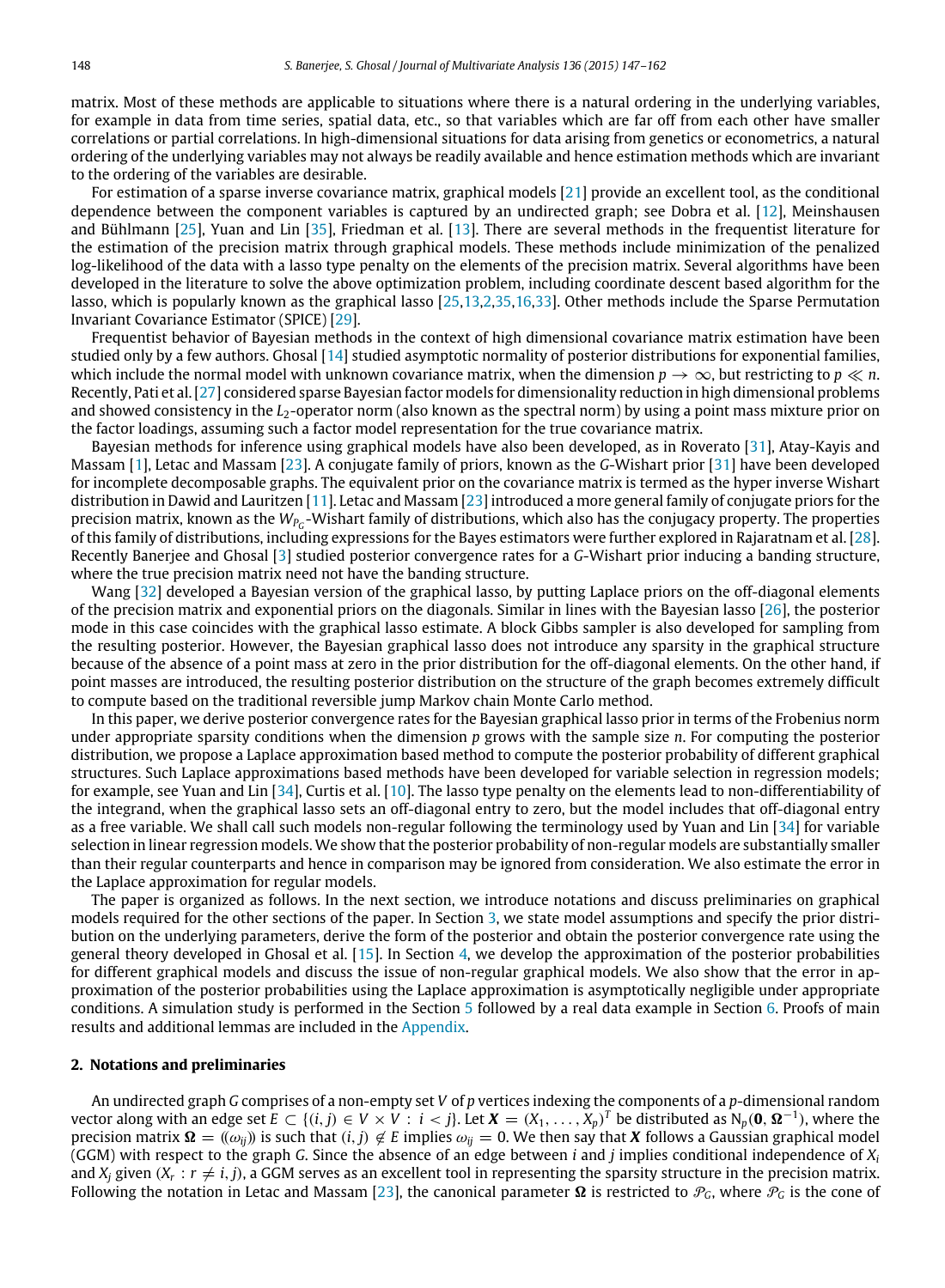matrix. Most of these methods are applicable to situations where there is a natural ordering in the underlying variables, for example in data from time series, spatial data, etc., so that variables which are far off from each other have smaller correlations or partial correlations. In high-dimensional situations for data arising from genetics or econometrics, a natural ordering of the underlying variables may not always be readily available and hence estimation methods which are invariant to the ordering of the variables are desirable.

For estimation of a sparse inverse covariance matrix, graphical models [21] provide an excellent tool, as the conditional dependence between the component variables is captured by an undirected graph; see Dobra et al. [12], Meinshausen and Bühlmann [25], Yuan and Lin [35], Friedman et al. [13]. There are several methods in the frequentist literature for the estimation of the precision matrix through graphical models. These methods include minimization of the penalized log-likelihood of the data with a lasso type penalty on the elements of the precision matrix. Several algorithms have been developed in the literature to solve the above optimization problem, including coordinate descent based algorithm for the lasso, which is popularly known as the graphical lasso [25,13,2,35,16,33]. Other methods include the Sparse Permutation Invariant Covariance Estimator (SPICE) [29].

Frequentist behavior of Bayesian methods in the context of high dimensional covariance matrix estimation have been studied only by a few authors. Ghosal [14] studied asymptotic normality of posterior distributions for exponential families, which include the normal model with unknown covariance matrix, when the dimension $p \to \infty$, but restricting to $p \ll n$. Recently, Pati et al. [27] considered sparse Bayesian factor models for dimensionality reduction in high dimensional problems and showed consistency in the $L_2$-operator norm (also known as the spectral norm) by using a point mass mixture prior on the factor loadings, assuming such a factor model representation for the true covariance matrix.

Bayesian methods for inference using graphical models have also been developed, as in Roverato [31], Atay-Kayis and Massam [1], Letac and Massam [23]. A conjugate family of priors, known as the $G$-Wishart prior [31] have been developed for incomplete decomposable graphs. The equivalent prior on the covariance matrix is termed as the hyper inverse Wishart distribution in Dawid and Lauritzen [11]. Letac and Massam [23] introduced a more general family of conjugate priors for the precision matrix, known as the $W_{P_G}$-Wishart family of distributions, which also has the conjugacy property. The properties of this family of distributions, including expressions for the Bayes estimators were further explored in Rajaratnam et al. [28]. Recently Banerjee and Ghosal [3] studied posterior convergence rates for a $G$-Wishart prior inducing a banding structure, where the true precision matrix need not have the banding structure.

Wang [32] developed a Bayesian version of the graphical lasso, by putting Laplace priors on the off-diagonal elements of the precision matrix and exponential priors on the diagonals. Similar in lines with the Bayesian lasso [26], the posterior mode in this case coincides with the graphical lasso estimate. A block Gibbs sampler is also developed for sampling from the resulting posterior. However, the Bayesian graphical lasso does not introduce any sparsity in the graphical structure because of the absence of a point mass at zero in the prior distribution for the off-diagonal elements. On the other hand, if point masses are introduced, the resulting posterior distribution on the structure of the graph becomes extremely difficult to compute based on the traditional reversible jump Markov chain Monte Carlo method.

In this paper, we derive posterior convergence rates for the Bayesian graphical lasso prior in terms of the Frobenius norm under appropriate sparsity conditions when the dimension $p$ grows with the sample size $n$. For computing the posterior distribution, we propose a Laplace approximation based method to compute the posterior probability of different graphical structures. Such Laplace approximations based methods have been developed for variable selection in regression models; for example, see Yuan and Lin [34], Curtis et al. [10]. The lasso type penalty on the elements lead to non-differentiability of the integrand, when the graphical lasso sets an off-diagonal entry to zero, but the model includes that off-diagonal entry as a free variable. We shall call such models non-regular following the terminology used by Yuan and Lin [34] for variable selection in linear regression models. We show that the posterior probability of non-regular models are substantially smaller than their regular counterparts and hence in comparison may be ignored from consideration. We also estimate the error in the Laplace approximation for regular models.

The paper is organized as follows. In the next section, we introduce notations and discuss preliminaries on graphical models required for the other sections of the paper. In Section 3, we state model assumptions and specify the prior distribution on the underlying parameters, derive the form of the posterior and obtain the posterior convergence rate using the general theory developed in Ghosal et al. [15]. In Section 4, we develop the approximation of the posterior probabilities for different graphical models and discuss the issue of non-regular graphical models. We also show that the error in approximation of the posterior probabilities using the Laplace approximation is asymptotically negligible under appropriate conditions. A simulation study is performed in the Section 5 followed by a real data example in Section 6. Proofs of main results and additional lemmas are included in the Appendix.

## 2. Notations and preliminaries

An undirected graph $G$ comprises of a non-empty set $V$ of $p$ vertices indexing the components of a $p$-dimensional random vector along with an edge set $E \subset \{(i,j) \in V \times V : i < j\}$. Let $\boldsymbol{X} = (X_1, \ldots, X_p)^T$ be distributed as $\mathrm{N}_p(\mathbf{0}, \boldsymbol{\Omega}^{-1})$, where the precision matrix $\boldsymbol{\Omega} = ((\omega_{ij}))$ is such that $(i,j) \notin E$ implies $\omega_{ij} = 0$. We then say that $\boldsymbol{X}$ follows a Gaussian graphical model (GGM) with respect to the graph $G$. Since the absence of an edge between $i$ and $j$ implies conditional independence of $X_i$ and $X_j$ given $(X_r : r \neq i, j)$, a GGM serves as an excellent tool in representing the sparsity structure in the precision matrix. Following the notation in Letac and Massam [23], the canonical parameter $\boldsymbol{\Omega}$ is restricted to $\mathscr{P}_G$, where $\mathscr{P}_G$ is the cone of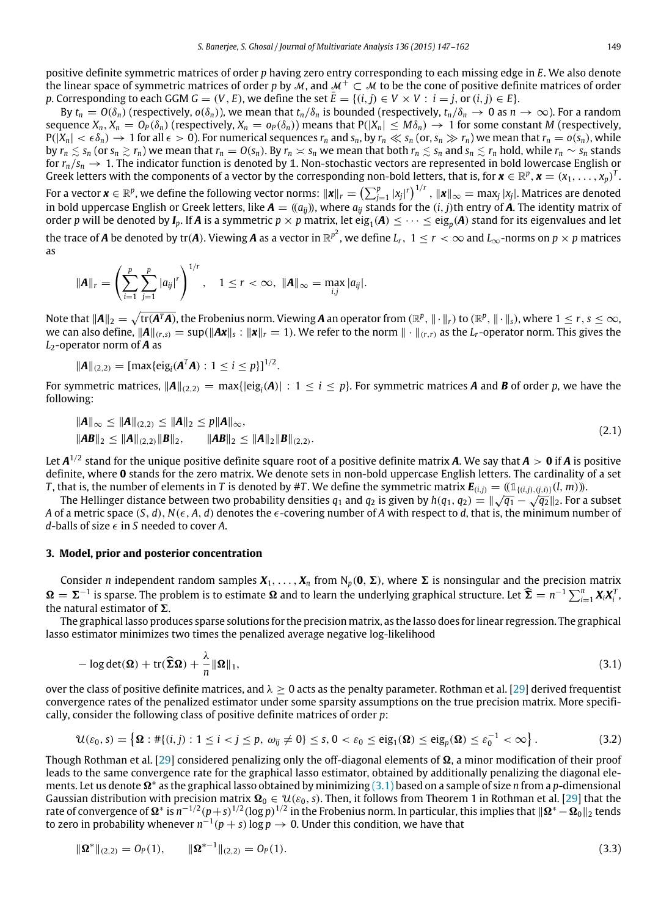positive definite symmetric matrices of order $p$ having zero entry corresponding to each missing edge in $E$. We also denote the linear space of symmetric matrices of order $p$ by $\mathcal{M}$, and $\mathcal{M}^+ \subset \mathcal{M}$ to be the cone of positive definite matrices of order $p$. Corresponding to each GGM $G = (V, E)$, we define the set $\bar{E} = \{(i, j) \in V \times V : i = j, \text{ or } (i, j) \in E\}$.

By $t_n = O(\delta_n)$ (respectively, $o(\delta_n)$), we mean that $t_n/\delta_n$ is bounded (respectively, $t_n/\delta_n \to 0$ as $n \to \infty$). For a random sequence $X_n$, $X_n = O_P(\delta_n)$ (respectively, $X_n = o_P(\delta_n)$) means that $\mathrm{P}(|X_n| \le M\delta_n) \to 1$ for some constant $M$ (respectively, $\mathrm{P}(|X_n| < \epsilon\delta_n) \to 1$ for all $\epsilon > 0$). For numerical sequences $r_n$ and $s_n$, by $r_n \ll s_n$ (or, $s_n \gg r_n$) we mean that $r_n = o(s_n)$, while by $r_n \lesssim s_n$ (or $s_n \gtrsim r_n$) we mean that $r_n = O(s_n)$. By $r_n \asymp s_n$ we mean that both $r_n \lesssim s_n$ and $s_n \lesssim r_n$ hold, while $r_n \sim s_n$ stands for $r_n/s_n \to 1$. The indicator function is denoted by $\mathbb{1}$. Non-stochastic vectors are represented in bold lowercase English or Greek letters with the components of a vector by the corresponding non-bold letters, that is, for $\boldsymbol{x} \in \mathbb{R}^p$, $\boldsymbol{x} = (x_1, \ldots, x_p)^T$. For a vector $\boldsymbol{x} \in \mathbb{R}^p$, we define the following vector norms: $\|\boldsymbol{x}\|_r = \left(\sum_{j=1}^p |x_j|^r\right)^{1/r}$, $\|\boldsymbol{x}\|_\infty = \max_j |x_j|$. Matrices are denoted in bold uppercase English or Greek letters, like $\boldsymbol{A} = ((a_{ij}))$, where $a_{ij}$ stands for the $(i, j)$th entry of $\boldsymbol{A}$. The identity matrix of order $p$ will be denoted by $\boldsymbol{I}_p$. If $\boldsymbol{A}$ is a symmetric $p \times p$ matrix, let $\mathrm{eig}_1(\boldsymbol{A}) \le \cdots \le \mathrm{eig}_p(\boldsymbol{A})$ stand for its eigenvalues and let the trace of $\boldsymbol{A}$ be denoted by $\mathrm{tr}(\boldsymbol{A})$. Viewing $\boldsymbol{A}$ as a vector in $\mathbb{R}^{p^2}$, we define $L_r$, $1 \le r < \infty$ and $L_\infty$-norms on $p \times p$ matrices as

$$\|\boldsymbol{A}\|_r = \left(\sum_{i=1}^p \sum_{j=1}^p |a_{ij}|^r\right)^{1/r}, \quad 1 \le r < \infty, \; \|\boldsymbol{A}\|_\infty = \max_{i,j} |a_{ij}|.$$

Note that $\|\boldsymbol{A}\|_2 = \sqrt{\mathrm{tr}(\boldsymbol{A}^T\boldsymbol{A})}$, the Frobenius norm. Viewing $\boldsymbol{A}$ an operator from $(\mathbb{R}^p, \|\cdot\|_r)$ to $(\mathbb{R}^p, \|\cdot\|_s)$, where $1 \le r, s \le \infty$, we can also define, $\|\boldsymbol{A}\|_{(r,s)} = \sup(\|\boldsymbol{A}\boldsymbol{x}\|_s : \|\boldsymbol{x}\|_r = 1)$. We refer to the norm $\|\cdot\|_{(r,r)}$ as the $L_r$-operator norm. This gives the $L_2$-operator norm of $\boldsymbol{A}$ as

$$\|\boldsymbol{A}\|_{(2,2)} = [\max\{\mathrm{eig}_i(\boldsymbol{A}^T\boldsymbol{A}) : 1 \le i \le p\}]^{1/2}.$$

For symmetric matrices, $\|\boldsymbol{A}\|_{(2,2)} = \max\{|\mathrm{eig}_i(\boldsymbol{A})| : 1 \le i \le p\}$. For symmetric matrices $\boldsymbol{A}$ and $\boldsymbol{B}$ of order $p$, we have the following:

$$\begin{aligned} &\|\boldsymbol{A}\|_\infty \le \|\boldsymbol{A}\|_{(2,2)} \le \|\boldsymbol{A}\|_2 \le p\|\boldsymbol{A}\|_\infty, \\ &\|\boldsymbol{A}\boldsymbol{B}\|_2 \le \|\boldsymbol{A}\|_{(2,2)}\|\boldsymbol{B}\|_2, \qquad \|\boldsymbol{A}\boldsymbol{B}\|_2 \le \|\boldsymbol{A}\|_2\|\boldsymbol{B}\|_{(2,2)}. \end{aligned} \tag{2.1}$$

Let $\boldsymbol{A}^{1/2}$ stand for the unique positive definite square root of a positive definite matrix $\boldsymbol{A}$. We say that $\boldsymbol{A} > \boldsymbol{0}$ if $\boldsymbol{A}$ is positive definite, where $\boldsymbol{0}$ stands for the zero matrix. We denote sets in non-bold uppercase English letters. The cardinality of a set $T$, that is, the number of elements in $T$ is denoted by $\#T$. We define the symmetric matrix $\boldsymbol{E}_{(i,j)} = ((\mathbb{1}_{\{(i,j),(j,i)\}}(l, m)))$.

The Hellinger distance between two probability densities $q_1$ and $q_2$ is given by $h(q_1, q_2) = \|\sqrt{q_1} - \sqrt{q_2}\|_2$. For a subset $A$ of a metric space $(S, d)$, $N(\epsilon, A, d)$ denotes the $\epsilon$-covering number of $A$ with respect to $d$, that is, the minimum number of $d$-balls of size $\epsilon$ in $S$ needed to cover $A$.

## 3. Model, prior and posterior concentration

Consider $n$ independent random samples $\boldsymbol{X}_1, \ldots, \boldsymbol{X}_n$ from $\mathrm{N}_p(\boldsymbol{0}, \boldsymbol{\Sigma})$, where $\boldsymbol{\Sigma}$ is nonsingular and the precision matrix $\boldsymbol{\Omega} = \boldsymbol{\Sigma}^{-1}$ is sparse. The problem is to estimate $\boldsymbol{\Omega}$ and to learn the underlying graphical structure. Let $\widehat{\boldsymbol{\Sigma}} = n^{-1}\sum_{i=1}^n \boldsymbol{X}_i\boldsymbol{X}_i^T$, the natural estimator of $\boldsymbol{\Sigma}$.

The graphical lasso produces sparse solutions for the precision matrix, as the lasso does for linear regression. The graphical lasso estimator minimizes two times the penalized average negative log-likelihood

$$-\log\det(\boldsymbol{\Omega}) + \mathrm{tr}(\widehat{\boldsymbol{\Sigma}}\boldsymbol{\Omega}) + \frac{\lambda}{n}\|\boldsymbol{\Omega}\|_1, \tag{3.1}$$

over the class of positive definite matrices, and $\lambda \ge 0$ acts as the penalty parameter. Rothman et al. [29] derived frequentist convergence rates of the penalized estimator under some sparsity assumptions on the true precision matrix. More specifically, consider the following class of positive definite matrices of order $p$:

$$\mathcal{U}(\varepsilon_0, s) = \left\{\boldsymbol{\Omega} : \#\{(i, j) : 1 \le i < j \le p,\ \omega_{ij} \ne 0\} \le s,\ 0 < \varepsilon_0 \le \mathrm{eig}_1(\boldsymbol{\Omega}) \le \mathrm{eig}_p(\boldsymbol{\Omega}) \le \varepsilon_0^{-1} < \infty\right\}. \tag{3.2}$$

Though Rothman et al. [29] considered penalizing only the off-diagonal elements of $\boldsymbol{\Omega}$, a minor modification of their proof leads to the same convergence rate for the graphical lasso estimator, obtained by additionally penalizing the diagonal elements. Let us denote $\boldsymbol{\Omega}^*$ as the graphical lasso obtained by minimizing (3.1) based on a sample of size $n$ from a $p$-dimensional Gaussian distribution with precision matrix $\boldsymbol{\Omega}_0 \in \mathcal{U}(\varepsilon_0, s)$. Then, it follows from Theorem 1 in Rothman et al. [29] that the rate of convergence of $\boldsymbol{\Omega}^*$ is $n^{-1/2}(p+s)^{1/2}(\log p)^{1/2}$ in the Frobenius norm. In particular, this implies that $\|\boldsymbol{\Omega}^* - \boldsymbol{\Omega}_0\|_2$ tends to zero in probability whenever $n^{-1}(p + s)\log p \to 0$. Under this condition, we have that

$$\|\boldsymbol{\Omega}^*\|_{(2,2)} = O_P(1), \qquad \|\boldsymbol{\Omega}^{*-1}\|_{(2,2)} = O_P(1). \tag{3.3}$$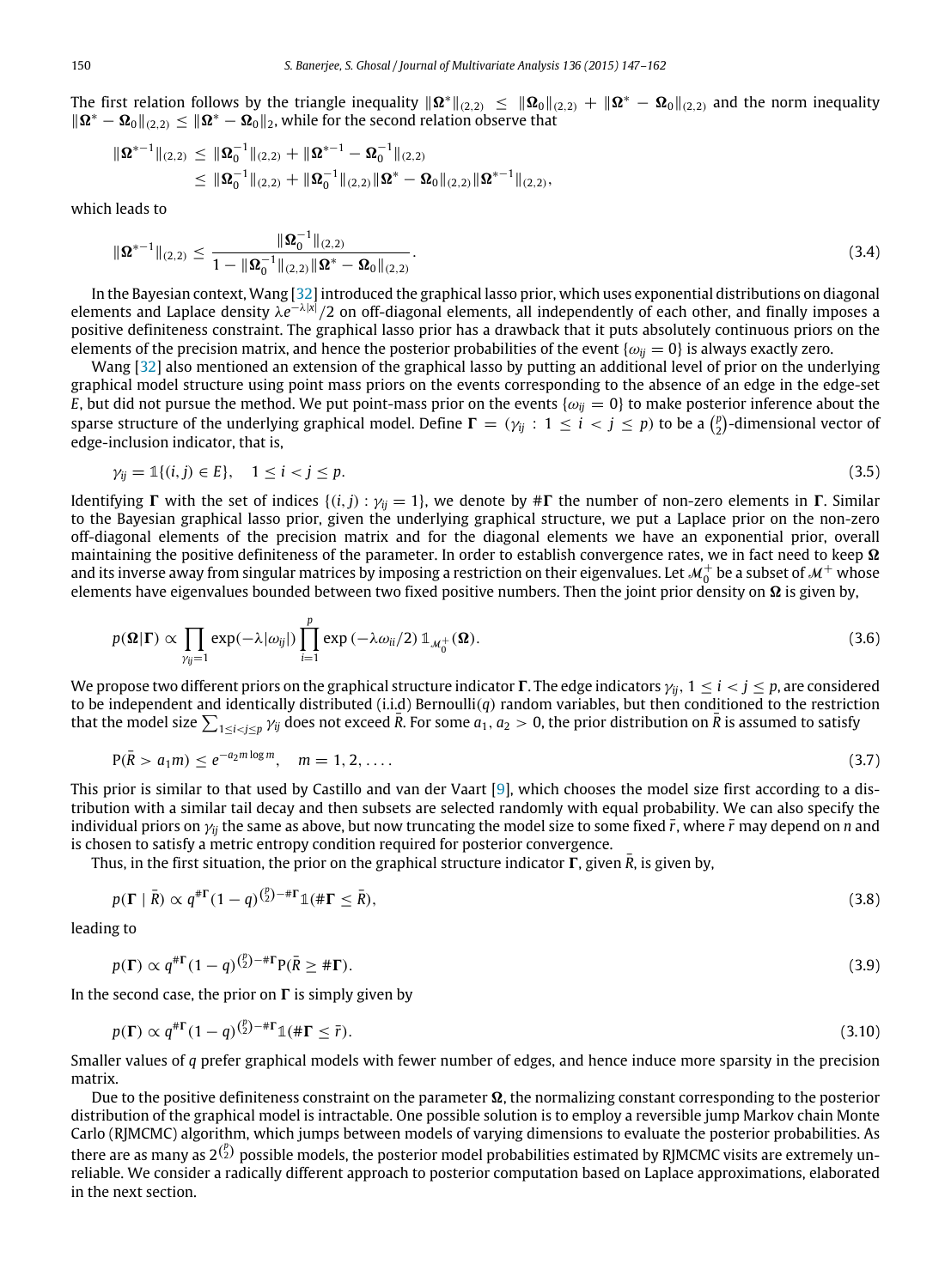The first relation follows by the triangle inequality $\|\boldsymbol{\Omega}^*\|_{(2,2)} \le \|\boldsymbol{\Omega}_0\|_{(2,2)} + \|\boldsymbol{\Omega}^* - \boldsymbol{\Omega}_0\|_{(2,2)}$ and the norm inequality $\|\boldsymbol{\Omega}^* - \boldsymbol{\Omega}_0\|_{(2,2)} \le \|\boldsymbol{\Omega}^* - \boldsymbol{\Omega}_0\|_2$, while for the second relation observe that

$$
\begin{aligned}
\|\boldsymbol{\Omega}^{*-1}\|_{(2,2)} &\le \|\boldsymbol{\Omega}_0^{-1}\|_{(2,2)} + \|\boldsymbol{\Omega}^{*-1} - \boldsymbol{\Omega}_0^{-1}\|_{(2,2)} \\
&\le \|\boldsymbol{\Omega}_0^{-1}\|_{(2,2)} + \|\boldsymbol{\Omega}_0^{-1}\|_{(2,2)}\|\boldsymbol{\Omega}^* - \boldsymbol{\Omega}_0\|_{(2,2)}\|\boldsymbol{\Omega}^{*-1}\|_{(2,2)},
\end{aligned}
$$

which leads to

$$
\|\boldsymbol{\Omega}^{*-1}\|_{(2,2)} \le \frac{\|\boldsymbol{\Omega}_0^{-1}\|_{(2,2)}}{1 - \|\boldsymbol{\Omega}_0^{-1}\|_{(2,2)}\|\boldsymbol{\Omega}^* - \boldsymbol{\Omega}_0\|_{(2,2)}}. \tag{3.4}
$$

In the Bayesian context, Wang [32] introduced the graphical lasso prior, which uses exponential distributions on diagonal elements and Laplace density $\lambda e^{-\lambda|x|}/2$ on off-diagonal elements, all independently of each other, and finally imposes a positive definiteness constraint. The graphical lasso prior has a drawback that it puts absolutely continuous priors on the elements of the precision matrix, and hence the posterior probabilities of the event $\{\omega_{ij} = 0\}$ is always exactly zero.

Wang [32] also mentioned an extension of the graphical lasso by putting an additional level of prior on the underlying graphical model structure using point mass priors on the events corresponding to the absence of an edge in the edge-set $E$, but did not pursue the method. We put point-mass prior on the events $\{\omega_{ij} = 0\}$ to make posterior inference about the sparse structure of the underlying graphical model. Define $\boldsymbol{\Gamma} = (\gamma_{ij} : 1 \le i < j \le p)$ to be a $\binom{p}{2}$-dimensional vector of edge-inclusion indicator, that is,

$$
\gamma_{ij} = \mathbb{1}\{(i,j) \in E\}, \quad 1 \le i < j \le p. \tag{3.5}
$$

Identifying $\boldsymbol{\Gamma}$ with the set of indices $\{(i,j) : \gamma_{ij} = 1\}$, we denote by $\#\boldsymbol{\Gamma}$ the number of non-zero elements in $\boldsymbol{\Gamma}$. Similar to the Bayesian graphical lasso prior, given the underlying graphical structure, we put a Laplace prior on the non-zero off-diagonal elements of the precision matrix and for the diagonal elements we have an exponential prior, overall maintaining the positive definiteness of the parameter. In order to establish convergence rates, we in fact need to keep $\boldsymbol{\Omega}$ and its inverse away from singular matrices by imposing a restriction on their eigenvalues. Let $\mathcal{M}_0^+$ be a subset of $\mathcal{M}^+$ whose elements have eigenvalues bounded between two fixed positive numbers. Then the joint prior density on $\boldsymbol{\Omega}$ is given by,

$$
p(\boldsymbol{\Omega}|\boldsymbol{\Gamma}) \propto \prod_{\gamma_{ij}=1} \exp(-\lambda|\omega_{ij}|) \prod_{i=1}^{p} \exp(-\lambda\omega_{ii}/2)\, \mathbb{1}_{\mathcal{M}_0^+}(\boldsymbol{\Omega}). \tag{3.6}
$$

We propose two different priors on the graphical structure indicator $\boldsymbol{\Gamma}$. The edge indicators $\gamma_{ij}$, $1 \le i < j \le p$, are considered to be independent and identically distributed (i.i.d) Bernoulli($q$) random variables, but then conditioned to the restriction that the model size $\sum_{1\le i<j\le p} \gamma_{ij}$ does not exceed $\bar{R}$. For some $a_1, a_2 > 0$, the prior distribution on $\bar{R}$ is assumed to satisfy

$$
\mathrm{P}(\bar{R} > a_1 m) \le e^{-a_2 m \log m}, \quad m = 1, 2, \ldots. \tag{3.7}
$$

This prior is similar to that used by Castillo and van der Vaart [9], which chooses the model size first according to a distribution with a similar tail decay and then subsets are selected randomly with equal probability. We can also specify the individual priors on $\gamma_{ij}$ the same as above, but now truncating the model size to some fixed $\bar{r}$, where $\bar{r}$ may depend on $n$ and is chosen to satisfy a metric entropy condition required for posterior convergence.

Thus, in the first situation, the prior on the graphical structure indicator $\boldsymbol{\Gamma}$, given $\bar{R}$, is given by,

$$
p(\boldsymbol{\Gamma} \mid \bar{R}) \propto q^{\#\boldsymbol{\Gamma}}(1-q)^{\binom{p}{2}-\#\boldsymbol{\Gamma}}\mathbb{1}(\#\boldsymbol{\Gamma} \le \bar{R}), \tag{3.8}
$$

leading to

$$
p(\boldsymbol{\Gamma}) \propto q^{\#\boldsymbol{\Gamma}}(1-q)^{\binom{p}{2}-\#\boldsymbol{\Gamma}}\mathrm{P}(\bar{R} \ge \#\boldsymbol{\Gamma}). \tag{3.9}
$$

In the second case, the prior on $\boldsymbol{\Gamma}$ is simply given by

$$
p(\boldsymbol{\Gamma}) \propto q^{\#\boldsymbol{\Gamma}}(1-q)^{\binom{p}{2}-\#\boldsymbol{\Gamma}}\mathbb{1}(\#\boldsymbol{\Gamma} \le \bar{r}). \tag{3.10}
$$

Smaller values of $q$ prefer graphical models with fewer number of edges, and hence induce more sparsity in the precision matrix.

Due to the positive definiteness constraint on the parameter $\boldsymbol{\Omega}$, the normalizing constant corresponding to the posterior distribution of the graphical model is intractable. One possible solution is to employ a reversible jump Markov chain Monte Carlo (RJMCMC) algorithm, which jumps between models of varying dimensions to evaluate the posterior probabilities. As there are as many as $2^{\binom{p}{2}}$ possible models, the posterior model probabilities estimated by RJMCMC visits are extremely unreliable. We consider a radically different approach to posterior computation based on Laplace approximations, elaborated in the next section.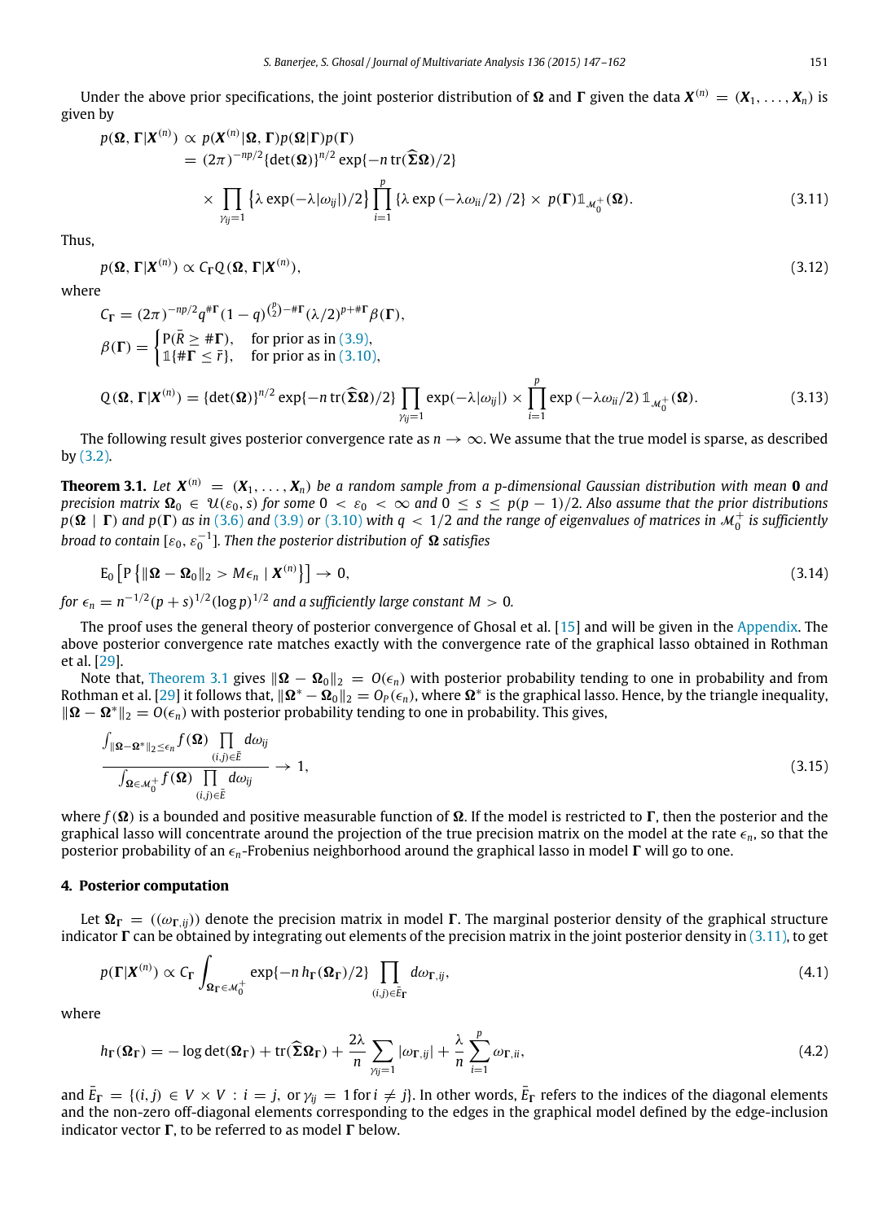Under the above prior specifications, the joint posterior distribution of $\boldsymbol{\Omega}$ and $\boldsymbol{\Gamma}$ given the data $\boldsymbol{X}^{(n)} = (\boldsymbol{X}_1, \ldots, \boldsymbol{X}_n)$ is given by

$$
\begin{aligned}
p(\boldsymbol{\Omega}, \boldsymbol{\Gamma}|\boldsymbol{X}^{(n)}) &\propto p(\boldsymbol{X}^{(n)}|\boldsymbol{\Omega}, \boldsymbol{\Gamma})p(\boldsymbol{\Omega}|\boldsymbol{\Gamma})p(\boldsymbol{\Gamma}) \\
&= (2\pi)^{-np/2}\{\det(\boldsymbol{\Omega})\}^{n/2}\exp\{-n\,\mathrm{tr}(\widehat{\boldsymbol{\Sigma}}\boldsymbol{\Omega})/2\} \\
&\quad \times \prod_{\gamma_{ij}=1}\{\lambda\exp(-\lambda|\omega_{ij}|)/2\}\prod_{i=1}^{p}\{\lambda\exp(-\lambda\omega_{ii}/2)/2\} \times p(\boldsymbol{\Gamma})\mathbb{1}_{\mathcal{M}_0^+}(\boldsymbol{\Omega}).
\end{aligned}
\tag{3.11}
$$

Thus,

$$
p(\boldsymbol{\Omega}, \boldsymbol{\Gamma}|\boldsymbol{X}^{(n)}) \propto C_{\boldsymbol{\Gamma}} Q(\boldsymbol{\Omega}, \boldsymbol{\Gamma}|\boldsymbol{X}^{(n)}), \tag{3.12}
$$

where

$$
C_{\boldsymbol{\Gamma}} = (2\pi)^{-np/2}q^{\#\boldsymbol{\Gamma}}(1-q)^{\binom{p}{2}-\#\boldsymbol{\Gamma}}(\lambda/2)^{p+\#\boldsymbol{\Gamma}}\beta(\boldsymbol{\Gamma}),
$$

$$
\beta(\boldsymbol{\Gamma}) = \begin{cases} \mathrm{P}(\bar{R} \geq \#\boldsymbol{\Gamma}), & \text{for prior as in (3.9)}, \\ \mathbb{1}\{\#\boldsymbol{\Gamma} \leq \bar{r}\}, & \text{for prior as in (3.10)}, \end{cases}
$$

$$
Q(\boldsymbol{\Omega}, \boldsymbol{\Gamma}|\boldsymbol{X}^{(n)}) = \{\det(\boldsymbol{\Omega})\}^{n/2}\exp\{-n\,\mathrm{tr}(\widehat{\boldsymbol{\Sigma}}\boldsymbol{\Omega})/2\}\prod_{\gamma_{ij}=1}\exp(-\lambda|\omega_{ij}|) \times \prod_{i=1}^{p}\exp(-\lambda\omega_{ii}/2)\,\mathbb{1}_{\mathcal{M}_0^+}(\boldsymbol{\Omega}). \tag{3.13}
$$

The following result gives posterior convergence rate as $n \to \infty$. We assume that the true model is sparse, as described by (3.2).

**Theorem 3.1.** *Let $\boldsymbol{X}^{(n)} = (\boldsymbol{X}_1, \ldots, \boldsymbol{X}_n)$ be a random sample from a $p$-dimensional Gaussian distribution with mean $\boldsymbol{0}$ and precision matrix $\boldsymbol{\Omega}_0 \in \mathcal{U}(\varepsilon_0, s)$ for some $0 < \varepsilon_0 < \infty$ and $0 \leq s \leq p(p-1)/2$. Also assume that the prior distributions $p(\boldsymbol{\Omega} \mid \boldsymbol{\Gamma})$ and $p(\boldsymbol{\Gamma})$ as in (3.6) and (3.9) or (3.10) with $q < 1/2$ and the range of eigenvalues of matrices in $\mathcal{M}_0^+$ is sufficiently broad to contain $[\varepsilon_0, \varepsilon_0^{-1}]$. Then the posterior distribution of $\boldsymbol{\Omega}$ satisfies*

$$
\mathrm{E}_0\left[\mathrm{P}\left\{\|\boldsymbol{\Omega} - \boldsymbol{\Omega}_0\|_2 > M\epsilon_n \mid \boldsymbol{X}^{(n)}\right\}\right] \to 0, \tag{3.14}
$$

*for $\epsilon_n = n^{-1/2}(p+s)^{1/2}(\log p)^{1/2}$ and a sufficiently large constant $M > 0$.*

The proof uses the general theory of posterior convergence of Ghosal et al. [15] and will be given in the Appendix. The above posterior convergence rate matches exactly with the convergence rate of the graphical lasso obtained in Rothman et al. [29].

Note that, Theorem 3.1 gives $\|\boldsymbol{\Omega} - \boldsymbol{\Omega}_0\|_2 = O(\epsilon_n)$ with posterior probability tending to one in probability and from Rothman et al. [29] it follows that, $\|\boldsymbol{\Omega}^* - \boldsymbol{\Omega}_0\|_2 = O_P(\epsilon_n)$, where $\boldsymbol{\Omega}^*$ is the graphical lasso. Hence, by the triangle inequality, $\|\boldsymbol{\Omega} - \boldsymbol{\Omega}^*\|_2 = O(\epsilon_n)$ with posterior probability tending to one in probability. This gives,

$$
\frac{\int_{\|\boldsymbol{\Omega}-\boldsymbol{\Omega}^*\|_2 \leq \epsilon_n} f(\boldsymbol{\Omega}) \prod_{(i,j)\in\bar{E}} d\omega_{ij}}{\int_{\boldsymbol{\Omega}\in\mathcal{M}_0^+} f(\boldsymbol{\Omega}) \prod_{(i,j)\in\bar{E}} d\omega_{ij}} \to 1, \tag{3.15}
$$

where $f(\boldsymbol{\Omega})$ is a bounded and positive measurable function of $\boldsymbol{\Omega}$. If the model is restricted to $\boldsymbol{\Gamma}$, then the posterior and the graphical lasso will concentrate around the projection of the true precision matrix on the model at the rate $\epsilon_n$, so that the posterior probability of an $\epsilon_n$-Frobenius neighborhood around the graphical lasso in model $\boldsymbol{\Gamma}$ will go to one.

## 4. Posterior computation

Let $\boldsymbol{\Omega}_{\boldsymbol{\Gamma}} = ((\omega_{\boldsymbol{\Gamma},ij}))$ denote the precision matrix in model $\boldsymbol{\Gamma}$. The marginal posterior density of the graphical structure indicator $\boldsymbol{\Gamma}$ can be obtained by integrating out elements of the precision matrix in the joint posterior density in (3.11), to get

$$
p(\boldsymbol{\Gamma}|\boldsymbol{X}^{(n)}) \propto C_{\boldsymbol{\Gamma}} \int_{\boldsymbol{\Omega}_{\boldsymbol{\Gamma}}\in\mathcal{M}_0^+} \exp\{-n\,h_{\boldsymbol{\Gamma}}(\boldsymbol{\Omega}_{\boldsymbol{\Gamma}})/2\} \prod_{(i,j)\in\bar{E}_{\boldsymbol{\Gamma}}} d\omega_{\boldsymbol{\Gamma},ij}, \tag{4.1}
$$

where

$$
h_{\boldsymbol{\Gamma}}(\boldsymbol{\Omega}_{\boldsymbol{\Gamma}}) = -\log\det(\boldsymbol{\Omega}_{\boldsymbol{\Gamma}}) + \mathrm{tr}(\widehat{\boldsymbol{\Sigma}}\boldsymbol{\Omega}_{\boldsymbol{\Gamma}}) + \frac{2\lambda}{n}\sum_{\gamma_{ij}=1}|\omega_{\boldsymbol{\Gamma},ij}| + \frac{\lambda}{n}\sum_{i=1}^{p}\omega_{\boldsymbol{\Gamma},ii}, \tag{4.2}
$$

and $\bar{E}_{\boldsymbol{\Gamma}} = \{(i,j) \in V \times V : i = j, \text{ or } \gamma_{ij} = 1 \text{ for } i \neq j\}$. In other words, $\bar{E}_{\boldsymbol{\Gamma}}$ refers to the indices of the diagonal elements and the non-zero off-diagonal elements corresponding to the edges in the graphical model defined by the edge-inclusion indicator vector $\boldsymbol{\Gamma}$, to be referred to as model $\boldsymbol{\Gamma}$ below.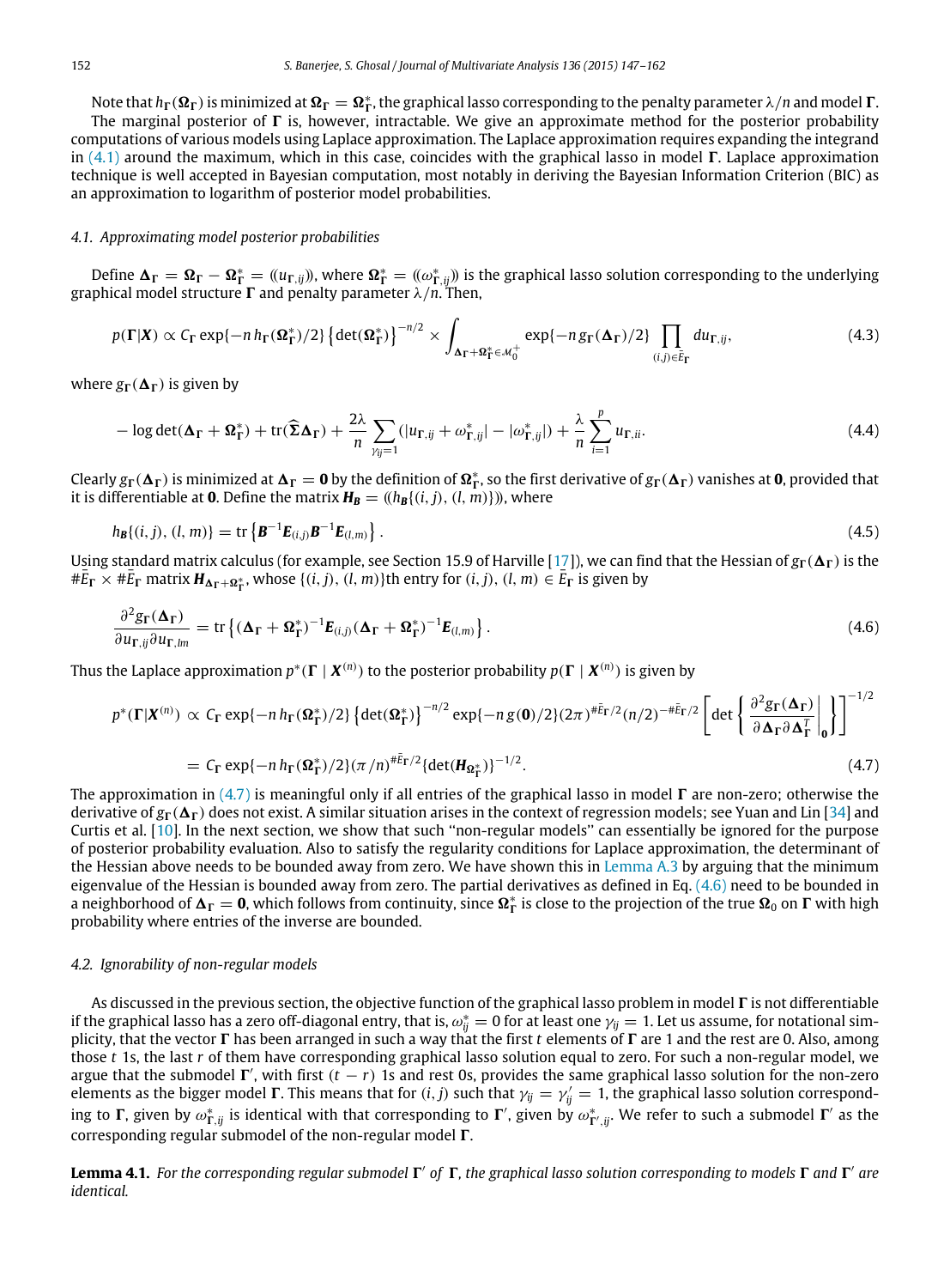Note that $h_{\mathbf{\Gamma}}(\mathbf{\Omega}_{\mathbf{\Gamma}})$ is minimized at $\mathbf{\Omega}_{\mathbf{\Gamma}} = \mathbf{\Omega}^*_{\mathbf{\Gamma}}$, the graphical lasso corresponding to the penalty parameter $\lambda/n$ and model $\mathbf{\Gamma}$. The marginal posterior of $\mathbf{\Gamma}$ is, however, intractable. We give an approximate method for the posterior probability computations of various models using Laplace approximation. The Laplace approximation requires expanding the integrand in (4.1) around the maximum, which in this case, coincides with the graphical lasso in model $\mathbf{\Gamma}$. Laplace approximation technique is well accepted in Bayesian computation, most notably in deriving the Bayesian Information Criterion (BIC) as an approximation to logarithm of posterior model probabilities.

### 4.1. Approximating model posterior probabilities

Define $\mathbf{\Delta}_{\mathbf{\Gamma}} = \mathbf{\Omega}_{\mathbf{\Gamma}} - \mathbf{\Omega}^*_{\mathbf{\Gamma}} = ((u_{\mathbf{\Gamma},ij}))$, where $\mathbf{\Omega}^*_{\mathbf{\Gamma}} = ((\omega^*_{\mathbf{\Gamma},ij}))$ is the graphical lasso solution corresponding to the underlying graphical model structure $\mathbf{\Gamma}$ and penalty parameter $\lambda/n$. Then,

$$p(\mathbf{\Gamma}|\mathbf{X}) \propto C_{\mathbf{\Gamma}} \exp\{-n\, h_{\mathbf{\Gamma}}(\mathbf{\Omega}^*_{\mathbf{\Gamma}})/2\} \left\{\det(\mathbf{\Omega}^*_{\mathbf{\Gamma}})\right\}^{-n/2} \times \int_{\mathbf{\Delta}_{\mathbf{\Gamma}} + \mathbf{\Omega}^*_{\mathbf{\Gamma}} \in \mathcal{M}_0^+} \exp\{-n\, g_{\mathbf{\Gamma}}(\mathbf{\Delta}_{\mathbf{\Gamma}})/2\} \prod_{(i,j)\in \bar{E}_{\mathbf{\Gamma}}} du_{\mathbf{\Gamma},ij}, \tag{4.3}$$

where $g_{\mathbf{\Gamma}}(\mathbf{\Delta}_{\mathbf{\Gamma}})$ is given by

$$-\log\det(\mathbf{\Delta}_{\mathbf{\Gamma}} + \mathbf{\Omega}^*_{\mathbf{\Gamma}}) + \mathrm{tr}(\widehat{\mathbf{\Sigma}}\mathbf{\Delta}_{\mathbf{\Gamma}}) + \frac{2\lambda}{n}\sum_{\gamma_{ij}=1}(|u_{\mathbf{\Gamma},ij} + \omega^*_{\mathbf{\Gamma},ij}| - |\omega^*_{\mathbf{\Gamma},ij}|) + \frac{\lambda}{n}\sum_{i=1}^{p} u_{\mathbf{\Gamma},ii}. \tag{4.4}$$

Clearly $g_{\mathbf{\Gamma}}(\mathbf{\Delta}_{\mathbf{\Gamma}})$ is minimized at $\mathbf{\Delta}_{\mathbf{\Gamma}} = \mathbf{0}$ by the definition of $\mathbf{\Omega}^*_{\mathbf{\Gamma}}$, so the first derivative of $g_{\mathbf{\Gamma}}(\mathbf{\Delta}_{\mathbf{\Gamma}})$ vanishes at $\mathbf{0}$, provided that it is differentiable at $\mathbf{0}$. Define the matrix $\mathbf{H}_{\mathbf{B}} = ((h_{\mathbf{B}}\{(i,j),(l,m)\}))$, where

$$h_{\mathbf{B}}\{(i,j),(l,m)\} = \mathrm{tr}\left\{\mathbf{B}^{-1}\mathbf{E}_{(i,j)}\mathbf{B}^{-1}\mathbf{E}_{(l,m)}\right\}. \tag{4.5}$$

Using standard matrix calculus (for example, see Section 15.9 of Harville [17]), we can find that the Hessian of $g_{\mathbf{\Gamma}}(\mathbf{\Delta}_{\mathbf{\Gamma}})$ is the $\#\bar{E}_{\mathbf{\Gamma}} \times \#\bar{E}_{\mathbf{\Gamma}}$ matrix $\mathbf{H}_{\mathbf{\Delta}_{\mathbf{\Gamma}}+\mathbf{\Omega}^*_{\mathbf{\Gamma}}}$, whose $\{(i,j),(l,m)\}$th entry for $(i,j),(l,m) \in \bar{E}_{\mathbf{\Gamma}}$ is given by

$$\frac{\partial^2 g_{\mathbf{\Gamma}}(\mathbf{\Delta}_{\mathbf{\Gamma}})}{\partial u_{\mathbf{\Gamma},ij}\partial u_{\mathbf{\Gamma},lm}} = \mathrm{tr}\left\{(\mathbf{\Delta}_{\mathbf{\Gamma}} + \mathbf{\Omega}^*_{\mathbf{\Gamma}})^{-1}\mathbf{E}_{(i,j)}(\mathbf{\Delta}_{\mathbf{\Gamma}} + \mathbf{\Omega}^*_{\mathbf{\Gamma}})^{-1}\mathbf{E}_{(l,m)}\right\}. \tag{4.6}$$

Thus the Laplace approximation $p^*(\mathbf{\Gamma} \mid \mathbf{X}^{(n)})$ to the posterior probability $p(\mathbf{\Gamma} \mid \mathbf{X}^{(n)})$ is given by

$$\begin{aligned} p^*(\mathbf{\Gamma}|\mathbf{X}^{(n)}) &\propto C_{\mathbf{\Gamma}} \exp\{-n\, h_{\mathbf{\Gamma}}(\mathbf{\Omega}^*_{\mathbf{\Gamma}})/2\} \left\{\det(\mathbf{\Omega}^*_{\mathbf{\Gamma}})\right\}^{-n/2} \exp\{-n\, g(\mathbf{0})/2\}(2\pi)^{\#\bar{E}_{\mathbf{\Gamma}}/2}(n/2)^{-\#\bar{E}_{\mathbf{\Gamma}}/2}\left[\det\left\{\left.\frac{\partial^2 g_{\mathbf{\Gamma}}(\mathbf{\Delta}_{\mathbf{\Gamma}})}{\partial\mathbf{\Delta}_{\mathbf{\Gamma}}\partial\mathbf{\Delta}_{\mathbf{\Gamma}}^T}\right|_{\mathbf{0}}\right\}\right]^{-1/2} \\ &= C_{\mathbf{\Gamma}} \exp\{-n\, h_{\mathbf{\Gamma}}(\mathbf{\Omega}^*_{\mathbf{\Gamma}})/2\}(\pi/n)^{\#\bar{E}_{\mathbf{\Gamma}}/2}\{\det(\mathbf{H}_{\mathbf{\Omega}^*_{\mathbf{\Gamma}}})\}^{-1/2}. \end{aligned} \tag{4.7}$$

The approximation in (4.7) is meaningful only if all entries of the graphical lasso in model $\mathbf{\Gamma}$ are non-zero; otherwise the derivative of $g_{\mathbf{\Gamma}}(\mathbf{\Delta}_{\mathbf{\Gamma}})$ does not exist. A similar situation arises in the context of regression models; see Yuan and Lin [34] and Curtis et al. [10]. In the next section, we show that such "non-regular models" can essentially be ignored for the purpose of posterior probability evaluation. Also to satisfy the regularity conditions for Laplace approximation, the determinant of the Hessian above needs to be bounded away from zero. We have shown this in Lemma A.3 by arguing that the minimum eigenvalue of the Hessian is bounded away from zero. The partial derivatives as defined in Eq. (4.6) need to be bounded in a neighborhood of $\mathbf{\Delta}_{\mathbf{\Gamma}} = \mathbf{0}$, which follows from continuity, since $\mathbf{\Omega}^*_{\mathbf{\Gamma}}$ is close to the projection of the true $\mathbf{\Omega}_0$ on $\mathbf{\Gamma}$ with high probability where entries of the inverse are bounded.

### 4.2. Ignorability of non-regular models

As discussed in the previous section, the objective function of the graphical lasso problem in model $\mathbf{\Gamma}$ is not differentiable if the graphical lasso has a zero off-diagonal entry, that is, $\omega^*_{ij} = 0$ for at least one $\gamma_{ij} = 1$. Let us assume, for notational simplicity, that the vector $\mathbf{\Gamma}$ has been arranged in such a way that the first $t$ elements of $\mathbf{\Gamma}$ are 1 and the rest are 0. Also, among those $t$ 1s, the last $r$ of them have corresponding graphical lasso solution equal to zero. For such a non-regular model, we argue that the submodel $\mathbf{\Gamma}'$, with first $(t-r)$ 1s and rest 0s, provides the same graphical lasso solution for the non-zero elements as the bigger model $\mathbf{\Gamma}$. This means that for $(i,j)$ such that $\gamma_{ij} = \gamma'_{ij} = 1$, the graphical lasso solution corresponding to $\mathbf{\Gamma}$, given by $\omega^*_{\mathbf{\Gamma},ij}$ is identical with that corresponding to $\mathbf{\Gamma}'$, given by $\omega^*_{\mathbf{\Gamma}',ij}$. We refer to such a submodel $\mathbf{\Gamma}'$ as the corresponding regular submodel of the non-regular model $\mathbf{\Gamma}$.

**Lemma 4.1.** *For the corresponding regular submodel $\mathbf{\Gamma}'$ of $\mathbf{\Gamma}$, the graphical lasso solution corresponding to models $\mathbf{\Gamma}$ and $\mathbf{\Gamma}'$ are identical.*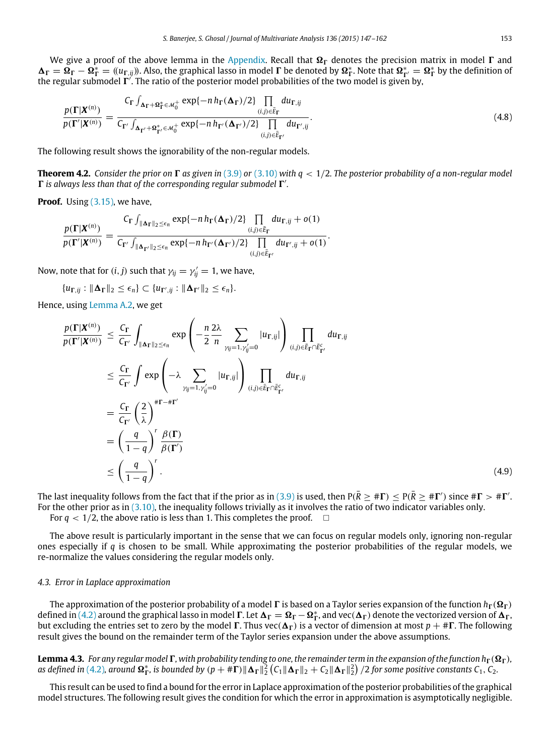We give a proof of the above lemma in the Appendix. Recall that $\boldsymbol{\Omega}_{\boldsymbol{\Gamma}}$ denotes the precision matrix in model $\boldsymbol{\Gamma}$ and $\boldsymbol{\Delta}_{\boldsymbol{\Gamma}} = \boldsymbol{\Omega}_{\boldsymbol{\Gamma}} - \boldsymbol{\Omega}^*_{\boldsymbol{\Gamma}} = ((u_{\boldsymbol{\Gamma},ij}))$. Also, the graphical lasso in model $\boldsymbol{\Gamma}$ be denoted by $\boldsymbol{\Omega}^*_{\boldsymbol{\Gamma}}$. Note that $\boldsymbol{\Omega}^*_{\boldsymbol{\Gamma}'} = \boldsymbol{\Omega}^*_{\boldsymbol{\Gamma}}$ by the definition of the regular submodel $\boldsymbol{\Gamma}'$. The ratio of the posterior model probabilities of the two model is given by,

$$\frac{p(\boldsymbol{\Gamma}|\boldsymbol{X}^{(n)})}{p(\boldsymbol{\Gamma}'|\boldsymbol{X}^{(n)})} = \frac{C_{\boldsymbol{\Gamma}} \int_{\boldsymbol{\Delta}_{\boldsymbol{\Gamma}}+\boldsymbol{\Omega}^*_{\boldsymbol{\Gamma}} \in \mathcal{M}_0^+} \exp\{-n\, h_{\boldsymbol{\Gamma}}(\boldsymbol{\Delta}_{\boldsymbol{\Gamma}})/2\} \prod_{(i,j)\in \bar{E}_{\boldsymbol{\Gamma}}} du_{\boldsymbol{\Gamma},ij}}{C_{\boldsymbol{\Gamma}'} \int_{\boldsymbol{\Delta}_{\boldsymbol{\Gamma}'}+\boldsymbol{\Omega}^*_{\boldsymbol{\Gamma}'} \in \mathcal{M}_0^+} \exp\{-n\, h_{\boldsymbol{\Gamma}'}(\boldsymbol{\Delta}_{\boldsymbol{\Gamma}'})/2\} \prod_{(i,j)\in \bar{E}_{\boldsymbol{\Gamma}'}} du_{\boldsymbol{\Gamma}',ij}}. \tag{4.8}$$

The following result shows the ignorability of the non-regular models.

**Theorem 4.2.** *Consider the prior on $\boldsymbol{\Gamma}$ as given in (3.9) or (3.10) with $q < 1/2$. The posterior probability of a non-regular model $\boldsymbol{\Gamma}$ is always less than that of the corresponding regular submodel $\boldsymbol{\Gamma}'$.*

**Proof.** Using (3.15), we have,

$$\frac{p(\boldsymbol{\Gamma}|\boldsymbol{X}^{(n)})}{p(\boldsymbol{\Gamma}'|\boldsymbol{X}^{(n)})} = \frac{C_{\boldsymbol{\Gamma}} \int_{\|\boldsymbol{\Delta}_{\boldsymbol{\Gamma}}\|_2 \le \epsilon_n} \exp\{-n\, h_{\boldsymbol{\Gamma}}(\boldsymbol{\Delta}_{\boldsymbol{\Gamma}})/2\} \prod_{(i,j)\in \bar{E}_{\boldsymbol{\Gamma}}} du_{\boldsymbol{\Gamma},ij} + o(1)}{C_{\boldsymbol{\Gamma}'} \int_{\|\boldsymbol{\Delta}_{\boldsymbol{\Gamma}'}\|_2 \le \epsilon_n} \exp\{-n\, h_{\boldsymbol{\Gamma}'}(\boldsymbol{\Delta}_{\boldsymbol{\Gamma}'})/2\} \prod_{(i,j)\in \bar{E}_{\boldsymbol{\Gamma}'}} du_{\boldsymbol{\Gamma}',ij} + o(1)}.$$

Now, note that for $(i,j)$ such that $\gamma_{ij} = \gamma'_{ij} = 1$, we have,

$$\{u_{\boldsymbol{\Gamma},ij} : \|\boldsymbol{\Delta}_{\boldsymbol{\Gamma}}\|_2 \le \epsilon_n\} \subset \{u_{\boldsymbol{\Gamma}',ij} : \|\boldsymbol{\Delta}_{\boldsymbol{\Gamma}'}\|_2 \le \epsilon_n\}.$$

Hence, using Lemma A.2, we get

$$\begin{aligned}
\frac{p(\boldsymbol{\Gamma}|\boldsymbol{X}^{(n)})}{p(\boldsymbol{\Gamma}'|\boldsymbol{X}^{(n)})} &\le \frac{C_{\boldsymbol{\Gamma}}}{C_{\boldsymbol{\Gamma}'}} \int_{\|\boldsymbol{\Delta}_{\boldsymbol{\Gamma}}\|_2 \le \epsilon_n} \exp\left(-\frac{n}{2}\frac{2\lambda}{n} \sum_{\gamma_{ij}=1,\gamma'_{ij}=0} |u_{\boldsymbol{\Gamma},ij}|\right) \prod_{(i,j)\in \bar{E}_{\boldsymbol{\Gamma}} \cap \bar{E}^c_{\boldsymbol{\Gamma}'}} du_{\boldsymbol{\Gamma},ij} \\
&\le \frac{C_{\boldsymbol{\Gamma}}}{C_{\boldsymbol{\Gamma}'}} \int \exp\left(-\lambda \sum_{\gamma_{ij}=1,\gamma'_{ij}=0} |u_{\boldsymbol{\Gamma},ij}|\right) \prod_{(i,j)\in \bar{E}_{\boldsymbol{\Gamma}} \cap \bar{E}^c_{\boldsymbol{\Gamma}'}} du_{\boldsymbol{\Gamma},ij} \\
&= \frac{C_{\boldsymbol{\Gamma}}}{C_{\boldsymbol{\Gamma}'}} \left(\frac{2}{\lambda}\right)^{\#\boldsymbol{\Gamma} - \#\boldsymbol{\Gamma}'} \\
&= \left(\frac{q}{1-q}\right)^r \frac{\beta(\boldsymbol{\Gamma})}{\beta(\boldsymbol{\Gamma}')} \\
&\le \left(\frac{q}{1-q}\right)^r.
\end{aligned} \tag{4.9}$$

The last inequality follows from the fact that if the prior as in (3.9) is used, then $\mathrm{P}(\bar{R} \ge \#\boldsymbol{\Gamma}) \le \mathrm{P}(\bar{R} \ge \#\boldsymbol{\Gamma}')$ since $\#\boldsymbol{\Gamma} > \#\boldsymbol{\Gamma}'$. For the other prior as in (3.10), the inequality follows trivially as it involves the ratio of two indicator variables only.

For $q < 1/2$, the above ratio is less than 1. This completes the proof. □

The above result is particularly important in the sense that we can focus on regular models only, ignoring non-regular ones especially if $q$ is chosen to be small. While approximating the posterior probabilities of the regular models, we re-normalize the values considering the regular models only.

### 4.3. Error in Laplace approximation

The approximation of the posterior probability of a model $\boldsymbol{\Gamma}$ is based on a Taylor series expansion of the function $h_{\boldsymbol{\Gamma}}(\boldsymbol{\Omega}_{\boldsymbol{\Gamma}})$ defined in (4.2) around the graphical lasso in model $\boldsymbol{\Gamma}$. Let $\boldsymbol{\Delta}_{\boldsymbol{\Gamma}} = \boldsymbol{\Omega}_{\boldsymbol{\Gamma}} - \boldsymbol{\Omega}^*_{\boldsymbol{\Gamma}}$, and $\mathrm{vec}(\boldsymbol{\Delta}_{\boldsymbol{\Gamma}})$ denote the vectorized version of $\boldsymbol{\Delta}_{\boldsymbol{\Gamma}}$, but excluding the entries set to zero by the model $\boldsymbol{\Gamma}$. Thus $\mathrm{vec}(\boldsymbol{\Delta}_{\boldsymbol{\Gamma}})$ is a vector of dimension at most $p + \#\boldsymbol{\Gamma}$. The following result gives the bound on the remainder term of the Taylor series expansion under the above assumptions.

**Lemma 4.3.** *For any regular model $\boldsymbol{\Gamma}$, with probability tending to one, the remainder term in the expansion of the function $h_{\boldsymbol{\Gamma}}(\boldsymbol{\Omega}_{\boldsymbol{\Gamma}})$, as defined in (4.2), around $\boldsymbol{\Omega}^*_{\boldsymbol{\Gamma}}$, is bounded by $(p + \#\boldsymbol{\Gamma})\|\boldsymbol{\Delta}_{\boldsymbol{\Gamma}}\|_2^2 \left(C_1\|\boldsymbol{\Delta}_{\boldsymbol{\Gamma}}\|_2 + C_2\|\boldsymbol{\Delta}_{\boldsymbol{\Gamma}}\|_2^2\right)/2$ for some positive constants $C_1$, $C_2$.*

This result can be used to find a bound for the error in Laplace approximation of the posterior probabilities of the graphical model structures. The following result gives the condition for which the error in approximation is asymptotically negligible.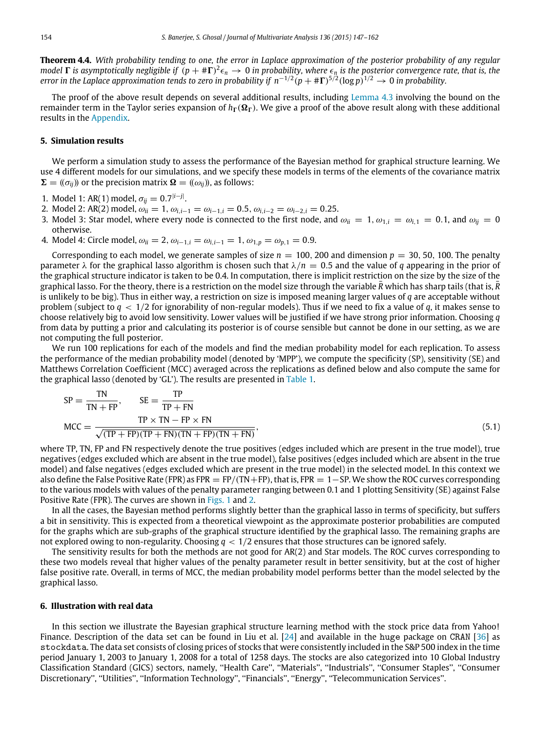**Theorem 4.4.** *With probability tending to one, the error in Laplace approximation of the posterior probability of any regular model* $\boldsymbol{\Gamma}$ *is asymptotically negligible if* $(p + \#\boldsymbol{\Gamma})^2 \epsilon_n \to 0$ *in probability, where* $\epsilon_n$ *is the posterior convergence rate, that is, the error in the Laplace approximation tends to zero in probability if* $n^{-1/2}(p + \#\boldsymbol{\Gamma})^{5/2}(\log p)^{1/2} \to 0$ *in probability.*

The proof of the above result depends on several additional results, including Lemma 4.3 involving the bound on the remainder term in the Taylor series expansion of $h_{\boldsymbol{\Gamma}}(\boldsymbol{\Omega}_{\boldsymbol{\Gamma}})$. We give a proof of the above result along with these additional results in the Appendix.

## 5. Simulation results

We perform a simulation study to assess the performance of the Bayesian method for graphical structure learning. We use 4 different models for our simulations, and we specify these models in terms of the elements of the covariance matrix $\boldsymbol{\Sigma} = ((\sigma_{ij}))$ or the precision matrix $\boldsymbol{\Omega} = ((\omega_{ij}))$, as follows:

1. Model 1: AR(1) model, $\sigma_{ij} = 0.7^{|i-j|}$.
2. Model 2: AR(2) model, $\omega_{ii} = 1$, $\omega_{i,i-1} = \omega_{i-1,i} = 0.5$, $\omega_{i,i-2} = \omega_{i-2,i} = 0.25$.
3. Model 3: Star model, where every node is connected to the first node, and $\omega_{ii} = 1$, $\omega_{1,i} = \omega_{i,1} = 0.1$, and $\omega_{ij} = 0$ otherwise.
4. Model 4: Circle model, $\omega_{ii} = 2$, $\omega_{i-1,i} = \omega_{i,i-1} = 1$, $\omega_{1,p} = \omega_{p,1} = 0.9$.

Corresponding to each model, we generate samples of size $n = 100, 200$ and dimension $p = 30, 50, 100$. The penalty parameter $\lambda$ for the graphical lasso algorithm is chosen such that $\lambda/n = 0.5$ and the value of $q$ appearing in the prior of the graphical structure indicator is taken to be 0.4. In computation, there is implicit restriction on the size by the size of the graphical lasso. For the theory, there is a restriction on the model size through the variable $\bar{R}$ which has sharp tails (that is, $\bar{R}$ is unlikely to be big). Thus in either way, a restriction on size is imposed meaning larger values of $q$ are acceptable without problem (subject to $q < 1/2$ for ignorability of non-regular models). Thus if we need to fix a value of $q$, it makes sense to choose relatively big to avoid low sensitivity. Lower values will be justified if we have strong prior information. Choosing $q$ from data by putting a prior and calculating its posterior is of course sensible but cannot be done in our setting, as we are not computing the full posterior.

We run 100 replications for each of the models and find the median probability model for each replication. To assess the performance of the median probability model (denoted by 'MPP'), we compute the specificity (SP), sensitivity (SE) and Matthews Correlation Coefficient (MCC) averaged across the replications as defined below and also compute the same for the graphical lasso (denoted by 'GL'). The results are presented in Table 1.

$$
\mathrm{SP} = \frac{\mathrm{TN}}{\mathrm{TN} + \mathrm{FP}}, \qquad \mathrm{SE} = \frac{\mathrm{TP}}{\mathrm{TP} + \mathrm{FN}}
$$
$$
\mathrm{MCC} = \frac{\mathrm{TP} \times \mathrm{TN} - \mathrm{FP} \times \mathrm{FN}}{\sqrt{(\mathrm{TP} + \mathrm{FP})(\mathrm{TP} + \mathrm{FN})(\mathrm{TN} + \mathrm{FP})(\mathrm{TN} + \mathrm{FN})}}, \tag{5.1}
$$

where TP, TN, FP and FN respectively denote the true positives (edges included which are present in the true model), true negatives (edges excluded which are absent in the true model), false positives (edges included which are absent in the true model) and false negatives (edges excluded which are present in the true model) in the selected model. In this context we also define the False Positive Rate (FPR) as FPR = FP/(TN+FP), that is, FPR = 1−SP. We show the ROC curves corresponding to the various models with values of the penalty parameter ranging between 0.1 and 1 plotting Sensitivity (SE) against False Positive Rate (FPR). The curves are shown in Figs. 1 and 2.

In all the cases, the Bayesian method performs slightly better than the graphical lasso in terms of specificity, but suffers a bit in sensitivity. This is expected from a theoretical viewpoint as the approximate posterior probabilities are computed for the graphs which are sub-graphs of the graphical structure identified by the graphical lasso. The remaining graphs are not explored owing to non-regularity. Choosing $q < 1/2$ ensures that those structures can be ignored safely.

The sensitivity results for both the methods are not good for AR(2) and Star models. The ROC curves corresponding to these two models reveal that higher values of the penalty parameter result in better sensitivity, but at the cost of higher false positive rate. Overall, in terms of MCC, the median probability model performs better than the model selected by the graphical lasso.

## 6. Illustration with real data

In this section we illustrate the Bayesian graphical structure learning method with the stock price data from Yahoo! Finance. Description of the data set can be found in Liu et al. [24] and available in the `huge` package on CRAN [36] as `stockdata`. The data set consists of closing prices of stocks that were consistently included in the S&P 500 index in the time period January 1, 2003 to January 1, 2008 for a total of 1258 days. The stocks are also categorized into 10 Global Industry Classification Standard (GICS) sectors, namely, "Health Care", "Materials", "Industrials", "Consumer Staples", "Consumer Discretionary", "Utilities", "Information Technology", "Financials", "Energy", "Telecommunication Services".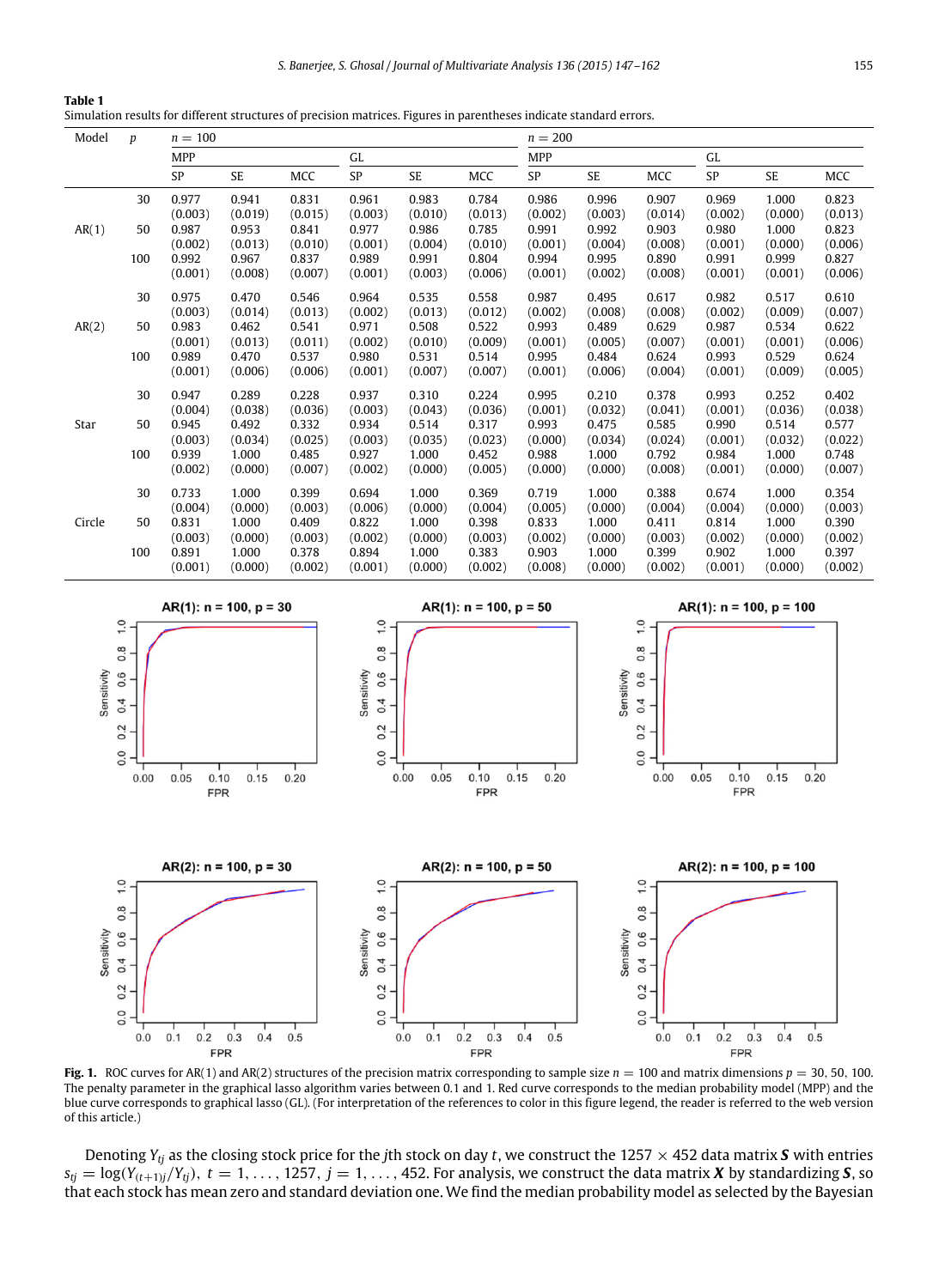**Table 1**
Simulation results for different structures of precision matrices. Figures in parentheses indicate standard errors.

| Model | $p$ | $n = 100$ | | | | | | $n = 200$ | | | | | |
|---|---|---|---|---|---|---|---|---|---|---|---|---|---|
| | | MPP | | | GL | | | MPP | | | GL | | |
| | | SP | SE | MCC | SP | SE | MCC | SP | SE | MCC | SP | SE | MCC |
| AR(1) | 30 | 0.977 (0.003) | 0.941 (0.019) | 0.831 (0.015) | 0.961 (0.003) | 0.983 (0.010) | 0.784 (0.013) | 0.986 (0.002) | 0.996 (0.003) | 0.907 (0.014) | 0.969 (0.002) | 1.000 (0.000) | 0.823 (0.013) |
| | 50 | 0.987 (0.002) | 0.953 (0.013) | 0.841 (0.010) | 0.977 (0.001) | 0.986 (0.004) | 0.785 (0.010) | 0.991 (0.001) | 0.992 (0.004) | 0.903 (0.008) | 0.980 (0.001) | 1.000 (0.000) | 0.823 (0.006) |
| | 100 | 0.992 (0.001) | 0.967 (0.008) | 0.837 (0.007) | 0.989 (0.001) | 0.991 (0.003) | 0.804 (0.006) | 0.994 (0.001) | 0.995 (0.002) | 0.890 (0.008) | 0.991 (0.001) | 0.999 (0.001) | 0.827 (0.006) |
| AR(2) | 30 | 0.975 (0.003) | 0.470 (0.014) | 0.546 (0.013) | 0.964 (0.002) | 0.535 (0.013) | 0.558 (0.012) | 0.987 (0.002) | 0.495 (0.008) | 0.617 (0.008) | 0.982 (0.002) | 0.517 (0.009) | 0.610 (0.007) |
| | 50 | 0.983 (0.001) | 0.462 (0.013) | 0.541 (0.011) | 0.971 (0.002) | 0.508 (0.010) | 0.522 (0.009) | 0.993 (0.001) | 0.489 (0.005) | 0.629 (0.007) | 0.987 (0.001) | 0.534 (0.001) | 0.622 (0.006) |
| | 100 | 0.989 (0.001) | 0.470 (0.006) | 0.537 (0.006) | 0.980 (0.001) | 0.531 (0.007) | 0.514 (0.007) | 0.995 (0.001) | 0.484 (0.006) | 0.624 (0.004) | 0.993 (0.001) | 0.529 (0.009) | 0.624 (0.005) |
| Star | 30 | 0.947 (0.004) | 0.289 (0.038) | 0.228 (0.036) | 0.937 (0.003) | 0.310 (0.043) | 0.224 (0.036) | 0.995 (0.001) | 0.210 (0.032) | 0.378 (0.041) | 0.993 (0.001) | 0.252 (0.036) | 0.402 (0.038) |
| | 50 | 0.945 (0.003) | 0.492 (0.034) | 0.332 (0.025) | 0.934 (0.003) | 0.514 (0.035) | 0.317 (0.023) | 0.993 (0.000) | 0.475 (0.034) | 0.585 (0.024) | 0.990 (0.001) | 0.514 (0.032) | 0.577 (0.022) |
| | 100 | 0.939 (0.002) | 1.000 (0.000) | 0.485 (0.007) | 0.927 (0.002) | 1.000 (0.000) | 0.452 (0.005) | 0.988 (0.000) | 1.000 (0.000) | 0.792 (0.008) | 0.984 (0.001) | 1.000 (0.000) | 0.748 (0.007) |
| Circle | 30 | 0.733 (0.004) | 1.000 (0.000) | 0.399 (0.003) | 0.694 (0.006) | 1.000 (0.000) | 0.369 (0.004) | 0.719 (0.005) | 1.000 (0.000) | 0.388 (0.004) | 0.674 (0.004) | 1.000 (0.000) | 0.354 (0.003) |
| | 50 | 0.831 (0.003) | 1.000 (0.000) | 0.409 (0.003) | 0.822 (0.002) | 1.000 (0.000) | 0.398 (0.003) | 0.833 (0.002) | 1.000 (0.000) | 0.411 (0.003) | 0.814 (0.002) | 1.000 (0.000) | 0.390 (0.002) |
| | 100 | 0.891 (0.001) | 1.000 (0.000) | 0.378 (0.002) | 0.894 (0.001) | 1.000 (0.000) | 0.383 (0.002) | 0.903 (0.008) | 1.000 (0.000) | 0.399 (0.002) | 0.902 (0.001) | 1.000 (0.000) | 0.397 (0.002) |

**Fig. 1.** ROC curves for AR(1) and AR(2) structures of the precision matrix corresponding to sample size $n = 100$ and matrix dimensions $p = 30, 50, 100$. The penalty parameter in the graphical lasso algorithm varies between 0.1 and 1. Red curve corresponds to the median probability model (MPP) and the blue curve corresponds to graphical lasso (GL). (For interpretation of the references to color in this figure legend, the reader is referred to the web version of this article.)

Denoting $Y_{tj}$ as the closing stock price for the $j$th stock on day $t$, we construct the $1257 \times 452$ data matrix $\boldsymbol{S}$ with entries $s_{tj} = \log(Y_{(t+1)j}/Y_{tj}),\ t = 1, \ldots, 1257,\ j = 1, \ldots, 452$. For analysis, we construct the data matrix $\boldsymbol{X}$ by standardizing $\boldsymbol{S}$, so that each stock has mean zero and standard deviation one. We find the median probability model as selected by the Bayesian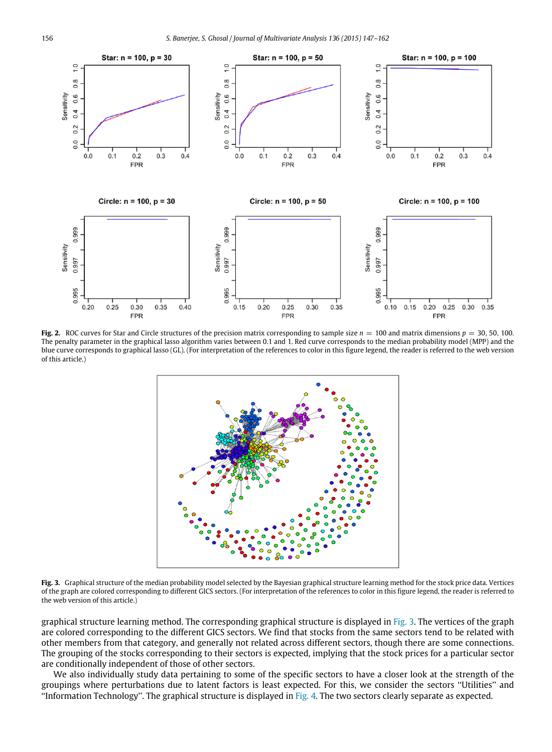**Fig. 2.** ROC curves for Star and Circle structures of the precision matrix corresponding to sample size $n = 100$ and matrix dimensions $p = 30, 50, 100$. The penalty parameter in the graphical lasso algorithm varies between 0.1 and 1. Red curve corresponds to the median probability model (MPP) and the blue curve corresponds to graphical lasso (GL). (For interpretation of the references to color in this figure legend, the reader is referred to the web version of this article.)

**Fig. 3.** Graphical structure of the median probability model selected by the Bayesian graphical structure learning method for the stock price data. Vertices of the graph are colored corresponding to different GICS sectors. (For interpretation of the references to color in this figure legend, the reader is referred to the web version of this article.)

graphical structure learning method. The corresponding graphical structure is displayed in Fig. 3. The vertices of the graph are colored corresponding to the different GICS sectors. We find that stocks from the same sectors tend to be related with other members from that category, and generally not related across different sectors, though there are some connections. The grouping of the stocks corresponding to their sectors is expected, implying that the stock prices for a particular sector are conditionally independent of those of other sectors.

We also individually study data pertaining to some of the specific sectors to have a closer look at the strength of the groupings where perturbations due to latent factors is least expected. For this, we consider the sectors "Utilities" and "Information Technology". The graphical structure is displayed in Fig. 4. The two sectors clearly separate as expected.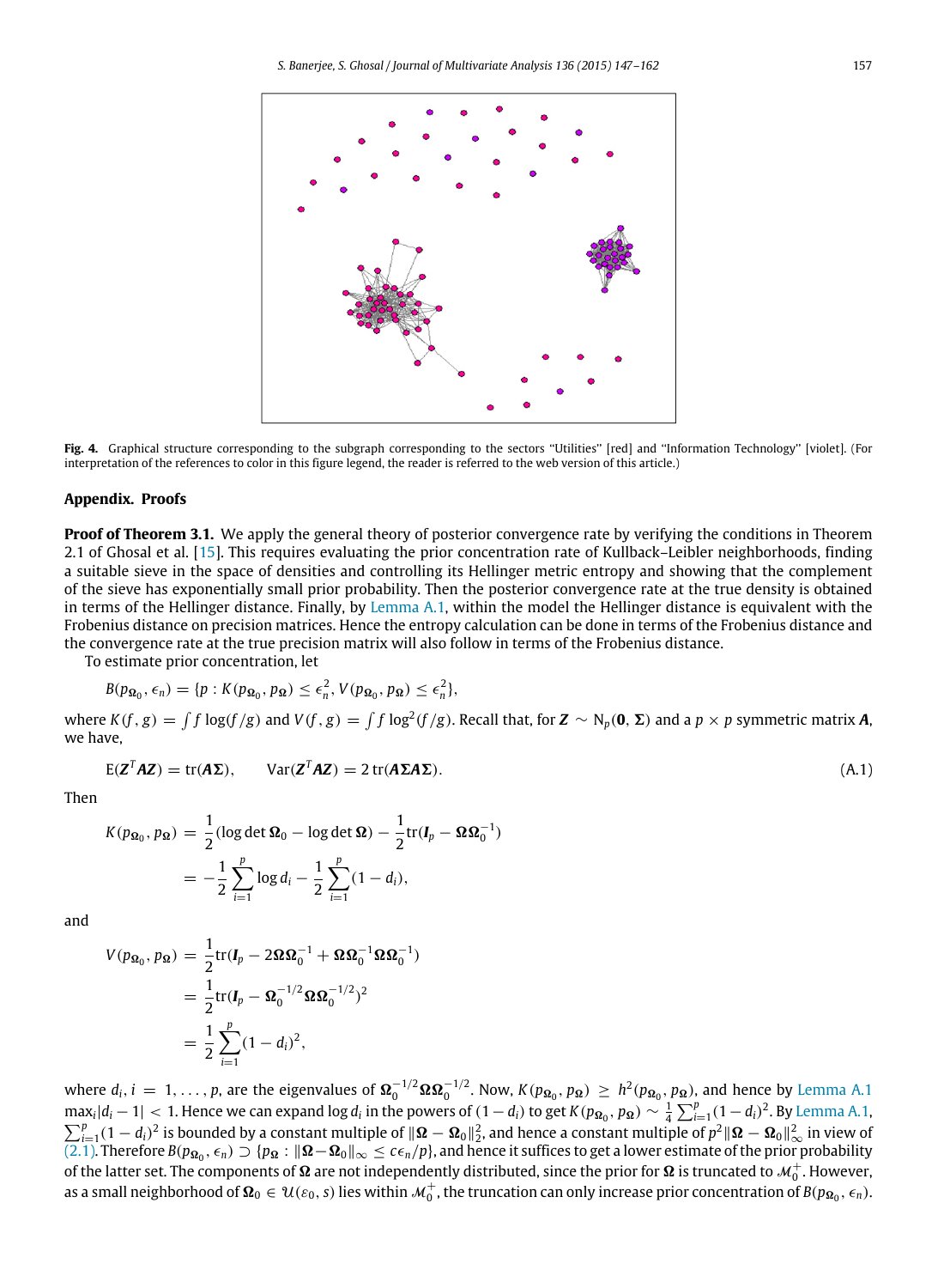**Fig. 4.** Graphical structure corresponding to the subgraph corresponding to the sectors "Utilities" [red] and "Information Technology" [violet]. (For interpretation of the references to color in this figure legend, the reader is referred to the web version of this article.)

## Appendix. Proofs

**Proof of Theorem 3.1.** We apply the general theory of posterior convergence rate by verifying the conditions in Theorem 2.1 of Ghosal et al. [15]. This requires evaluating the prior concentration rate of Kullback–Leibler neighborhoods, finding a suitable sieve in the space of densities and controlling its Hellinger metric entropy and showing that the complement of the sieve has exponentially small prior probability. Then the posterior convergence rate at the true density is obtained in terms of the Hellinger distance. Finally, by Lemma A.1, within the model the Hellinger distance is equivalent with the Frobenius distance on precision matrices. Hence the entropy calculation can be done in terms of the Frobenius distance and the convergence rate at the true precision matrix will also follow in terms of the Frobenius distance.

To estimate prior concentration, let

$$B(p_{\mathbf{\Omega}_0}, \epsilon_n) = \{p : K(p_{\mathbf{\Omega}_0}, p_{\mathbf{\Omega}}) \le \epsilon_n^2, V(p_{\mathbf{\Omega}_0}, p_{\mathbf{\Omega}}) \le \epsilon_n^2\},$$

where $K(f, g) = \int f \log(f/g)$ and $V(f, g) = \int f \log^2(f/g)$. Recall that, for $\boldsymbol{Z} \sim \mathrm{N}_p(\mathbf{0}, \mathbf{\Sigma})$ and a $p \times p$ symmetric matrix $\boldsymbol{A}$, we have,

$$\mathrm{E}(\boldsymbol{Z}^T \boldsymbol{A} \boldsymbol{Z}) = \mathrm{tr}(\boldsymbol{A}\mathbf{\Sigma}), \qquad \mathrm{Var}(\boldsymbol{Z}^T \boldsymbol{A} \boldsymbol{Z}) = 2\,\mathrm{tr}(\boldsymbol{A}\mathbf{\Sigma}\boldsymbol{A}\mathbf{\Sigma}). \tag{A.1}$$

Then

$$\begin{aligned} K(p_{\mathbf{\Omega}_0}, p_{\mathbf{\Omega}}) &= \frac{1}{2}(\log\det \mathbf{\Omega}_0 - \log\det \mathbf{\Omega}) - \frac{1}{2}\mathrm{tr}(\boldsymbol{I}_p - \mathbf{\Omega}\mathbf{\Omega}_0^{-1}) \\ &= -\frac{1}{2}\sum_{i=1}^{p} \log d_i - \frac{1}{2}\sum_{i=1}^{p}(1 - d_i), \end{aligned}$$

and

$$\begin{aligned} V(p_{\mathbf{\Omega}_0}, p_{\mathbf{\Omega}}) &= \frac{1}{2}\mathrm{tr}(\boldsymbol{I}_p - 2\mathbf{\Omega}\mathbf{\Omega}_0^{-1} + \mathbf{\Omega}\mathbf{\Omega}_0^{-1}\mathbf{\Omega}\mathbf{\Omega}_0^{-1}) \\ &= \frac{1}{2}\mathrm{tr}(\boldsymbol{I}_p - \mathbf{\Omega}_0^{-1/2}\mathbf{\Omega}\mathbf{\Omega}_0^{-1/2})^2 \\ &= \frac{1}{2}\sum_{i=1}^{p}(1 - d_i)^2, \end{aligned}$$

where $d_i, i = 1, \ldots, p$, are the eigenvalues of $\mathbf{\Omega}_0^{-1/2}\mathbf{\Omega}\mathbf{\Omega}_0^{-1/2}$. Now, $K(p_{\mathbf{\Omega}_0}, p_{\mathbf{\Omega}}) \ge h^2(p_{\mathbf{\Omega}_0}, p_{\mathbf{\Omega}})$, and hence by Lemma A.1 $\max_i |d_i - 1| < 1$. Hence we can expand $\log d_i$ in the powers of $(1 - d_i)$ to get $K(p_{\mathbf{\Omega}_0}, p_{\mathbf{\Omega}}) \sim \frac{1}{4}\sum_{i=1}^{p}(1 - d_i)^2$. By Lemma A.1, $\sum_{i=1}^{p}(1 - d_i)^2$ is bounded by a constant multiple of $\|\mathbf{\Omega} - \mathbf{\Omega}_0\|_2^2$, and hence a constant multiple of $p^2\|\mathbf{\Omega} - \mathbf{\Omega}_0\|_\infty^2$ in view of (2.1). Therefore $B(p_{\mathbf{\Omega}_0}, \epsilon_n) \supset \{p_{\mathbf{\Omega}} : \|\mathbf{\Omega} - \mathbf{\Omega}_0\|_\infty \le c\epsilon_n/p\}$, and hence it suffices to get a lower estimate of the prior probability of the latter set. The components of $\mathbf{\Omega}$ are not independently distributed, since the prior for $\mathbf{\Omega}$ is truncated to $\mathcal{M}_0^+$. However, as a small neighborhood of $\mathbf{\Omega}_0 \in \mathcal{U}(\varepsilon_0, s)$ lies within $\mathcal{M}_0^+$, the truncation can only increase prior concentration of $B(p_{\mathbf{\Omega}_0}, \epsilon_n)$.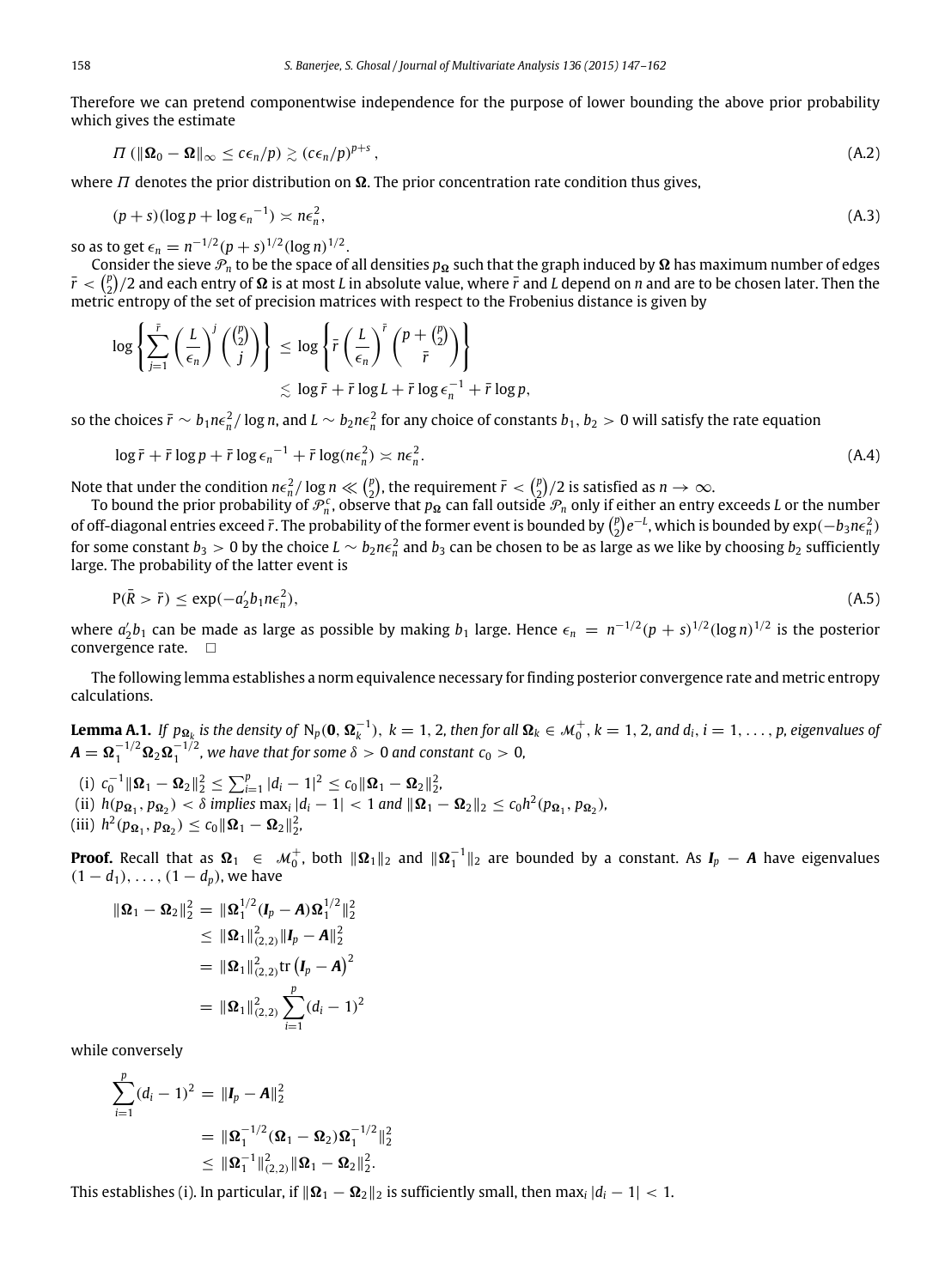Therefore we can pretend componentwise independence for the purpose of lower bounding the above prior probability which gives the estimate

$$\Pi\left(\|\boldsymbol{\Omega}_0 - \boldsymbol{\Omega}\|_\infty \le c\epsilon_n/p\right) \gtrsim (c\epsilon_n/p)^{p+s}, \tag{A.2}$$

where $\Pi$ denotes the prior distribution on $\boldsymbol{\Omega}$. The prior concentration rate condition thus gives,

$$(p+s)(\log p + \log \epsilon_n{}^{-1}) \asymp n\epsilon_n^2, \tag{A.3}$$

so as to get $\epsilon_n = n^{-1/2}(p+s)^{1/2}(\log n)^{1/2}$.

Consider the sieve $\mathcal{P}_n$ to be the space of all densities $p_{\boldsymbol{\Omega}}$ such that the graph induced by $\boldsymbol{\Omega}$ has maximum number of edges $\bar{r} < \binom{p}{2}/2$ and each entry of $\boldsymbol{\Omega}$ is at most $L$ in absolute value, where $\bar{r}$ and $L$ depend on $n$ and are to be chosen later. Then the metric entropy of the set of precision matrices with respect to the Frobenius distance is given by

$$\begin{aligned}
\log\left\{\sum_{j=1}^{\bar{r}}\left(\frac{L}{\epsilon_n}\right)^j \binom{\binom{p}{2}}{j}\right\} &\le \log\left\{\bar{r}\left(\frac{L}{\epsilon_n}\right)^{\bar{r}}\binom{p+\binom{p}{2}}{\bar{r}}\right\} \\
&\lesssim \log \bar{r} + \bar{r}\log L + \bar{r}\log \epsilon_n^{-1} + \bar{r}\log p,
\end{aligned}$$

so the choices $\bar{r} \sim b_1 n\epsilon_n^2/\log n$, and $L \sim b_2 n\epsilon_n^2$ for any choice of constants $b_1, b_2 > 0$ will satisfy the rate equation

$$\log \bar{r} + \bar{r}\log p + \bar{r}\log \epsilon_n{}^{-1} + \bar{r}\log(n\epsilon_n^2) \asymp n\epsilon_n^2. \tag{A.4}$$

Note that under the condition $n\epsilon_n^2/\log n \ll \binom{p}{2}$, the requirement $\bar{r} < \binom{p}{2}/2$ is satisfied as $n \to \infty$.

To bound the prior probability of $\mathcal{P}_n^c$, observe that $p_{\boldsymbol{\Omega}}$ can fall outside $\mathcal{P}_n$ only if either an entry exceeds $L$ or the number of off-diagonal entries exceed $\bar{r}$. The probability of the former event is bounded by $\binom{p}{2}e^{-L}$, which is bounded by $\exp(-b_3 n\epsilon_n^2)$ for some constant $b_3 > 0$ by the choice $L \sim b_2 n\epsilon_n^2$ and $b_3$ can be chosen to be as large as we like by choosing $b_2$ sufficiently large. The probability of the latter event is

$$\mathrm{P}(\bar{R} > \bar{r}) \le \exp(-a_2' b_1 n\epsilon_n^2), \tag{A.5}$$

where $a_2' b_1$ can be made as large as possible by making $b_1$ large. Hence $\epsilon_n = n^{-1/2}(p+s)^{1/2}(\log n)^{1/2}$ is the posterior convergence rate. $\square$

The following lemma establishes a norm equivalence necessary for finding posterior convergence rate and metric entropy calculations.

**Lemma A.1.** *If $p_{\boldsymbol{\Omega}_k}$ is the density of $\mathrm{N}_p(\mathbf{0}, \boldsymbol{\Omega}_k^{-1})$, $k = 1, 2$, then for all $\boldsymbol{\Omega}_k \in \mathcal{M}_0^+$, $k = 1, 2$, and $d_i$, $i = 1, \ldots, p$, eigenvalues of $\boldsymbol{A} = \boldsymbol{\Omega}_1^{-1/2}\boldsymbol{\Omega}_2\boldsymbol{\Omega}_1^{-1/2}$, we have that for some $\delta > 0$ and constant $c_0 > 0$,*

(i) $c_0^{-1}\|\boldsymbol{\Omega}_1 - \boldsymbol{\Omega}_2\|_2^2 \le \sum_{i=1}^p |d_i - 1|^2 \le c_0\|\boldsymbol{\Omega}_1 - \boldsymbol{\Omega}_2\|_2^2$,
(ii) $h(p_{\boldsymbol{\Omega}_1}, p_{\boldsymbol{\Omega}_2}) < \delta$ *implies* $\max_i |d_i - 1| < 1$ *and* $\|\boldsymbol{\Omega}_1 - \boldsymbol{\Omega}_2\|_2 \le c_0 h^2(p_{\boldsymbol{\Omega}_1}, p_{\boldsymbol{\Omega}_2})$,
(iii) $h^2(p_{\boldsymbol{\Omega}_1}, p_{\boldsymbol{\Omega}_2}) \le c_0\|\boldsymbol{\Omega}_1 - \boldsymbol{\Omega}_2\|_2^2$,

**Proof.** Recall that as $\boldsymbol{\Omega}_1 \in \mathcal{M}_0^+$, both $\|\boldsymbol{\Omega}_1\|_2$ and $\|\boldsymbol{\Omega}_1^{-1}\|_2$ are bounded by a constant. As $\boldsymbol{I}_p - \boldsymbol{A}$ have eigenvalues $(1 - d_1), \ldots, (1 - d_p)$, we have

$$\begin{aligned}
\|\boldsymbol{\Omega}_1 - \boldsymbol{\Omega}_2\|_2^2 &= \|\boldsymbol{\Omega}_1^{1/2}(\boldsymbol{I}_p - \boldsymbol{A})\boldsymbol{\Omega}_1^{1/2}\|_2^2 \\
&\le \|\boldsymbol{\Omega}_1\|_{(2,2)}^2\|\boldsymbol{I}_p - \boldsymbol{A}\|_2^2 \\
&= \|\boldsymbol{\Omega}_1\|_{(2,2)}^2 \operatorname{tr}\left(\boldsymbol{I}_p - \boldsymbol{A}\right)^2 \\
&= \|\boldsymbol{\Omega}_1\|_{(2,2)}^2 \sum_{i=1}^p (d_i - 1)^2
\end{aligned}$$

while conversely

$$\begin{aligned}
\sum_{i=1}^p (d_i - 1)^2 &= \|\boldsymbol{I}_p - \boldsymbol{A}\|_2^2 \\
&= \|\boldsymbol{\Omega}_1^{-1/2}(\boldsymbol{\Omega}_1 - \boldsymbol{\Omega}_2)\boldsymbol{\Omega}_1^{-1/2}\|_2^2 \\
&\le \|\boldsymbol{\Omega}_1^{-1}\|_{(2,2)}^2\|\boldsymbol{\Omega}_1 - \boldsymbol{\Omega}_2\|_2^2.
\end{aligned}$$

This establishes (i). In particular, if $\|\boldsymbol{\Omega}_1 - \boldsymbol{\Omega}_2\|_2$ is sufficiently small, then $\max_i |d_i - 1| < 1$.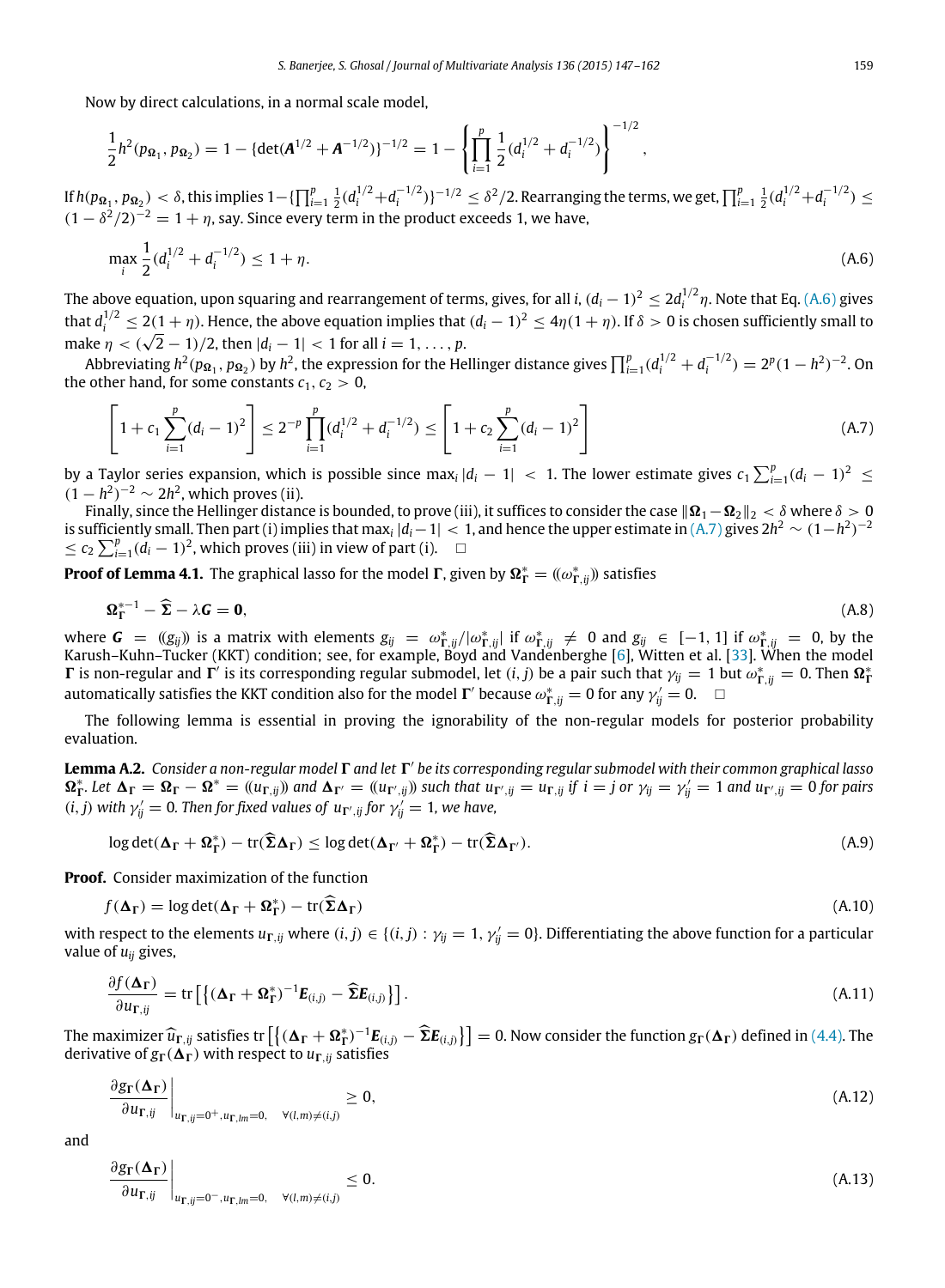Now by direct calculations, in a normal scale model,

$$\frac{1}{2}h^2(p_{\Omega_1}, p_{\Omega_2}) = 1 - \{\det(\boldsymbol{A}^{1/2} + \boldsymbol{A}^{-1/2})\}^{-1/2} = 1 - \left\{\prod_{i=1}^{p} \frac{1}{2}(d_i^{1/2} + d_i^{-1/2})\right\}^{-1/2},$$

If $h(p_{\Omega_1}, p_{\Omega_2}) < \delta$, this implies $1 - \{\prod_{i=1}^{p} \frac{1}{2}(d_i^{1/2} + d_i^{-1/2})\}^{-1/2} \le \delta^2/2$. Rearranging the terms, we get, $\prod_{i=1}^{p} \frac{1}{2}(d_i^{1/2} + d_i^{-1/2}) \le (1 - \delta^2/2)^{-2} = 1 + \eta$, say. Since every term in the product exceeds 1, we have,

$$\max_i \frac{1}{2}(d_i^{1/2} + d_i^{-1/2}) \le 1 + \eta. \tag{A.6}$$

The above equation, upon squaring and rearrangement of terms, gives, for all $i$, $(d_i - 1)^2 \le 2d_i^{1/2}\eta$. Note that Eq. (A.6) gives that $d_i^{1/2} \le 2(1 + \eta)$. Hence, the above equation implies that $(d_i - 1)^2 \le 4\eta(1 + \eta)$. If $\delta > 0$ is chosen sufficiently small to make $\eta < (\sqrt{2} - 1)/2$, then $|d_i - 1| < 1$ for all $i = 1, \ldots, p$.

Abbreviating $h^2(p_{\Omega_1}, p_{\Omega_2})$ by $h^2$, the expression for the Hellinger distance gives $\prod_{i=1}^{p}(d_i^{1/2} + d_i^{-1/2}) = 2^p(1 - h^2)^{-2}$. On the other hand, for some constants $c_1, c_2 > 0$,

$$\left[1 + c_1 \sum_{i=1}^{p}(d_i - 1)^2\right] \le 2^{-p} \prod_{i=1}^{p}(d_i^{1/2} + d_i^{-1/2}) \le \left[1 + c_2 \sum_{i=1}^{p}(d_i - 1)^2\right] \tag{A.7}$$

by a Taylor series expansion, which is possible since $\max_i |d_i - 1| < 1$. The lower estimate gives $c_1 \sum_{i=1}^{p}(d_i - 1)^2 \le (1 - h^2)^{-2} \sim 2h^2$, which proves (ii).

Finally, since the Hellinger distance is bounded, to prove (iii), it suffices to consider the case $\|\Omega_1 - \Omega_2\|_2 < \delta$ where $\delta > 0$ is sufficiently small. Then part (i) implies that $\max_i |d_i - 1| < 1$, and hence the upper estimate in (A.7) gives $2h^2 \sim (1 - h^2)^{-2} \le c_2 \sum_{i=1}^{p}(d_i - 1)^2$, which proves (iii) in view of part (i). □

**Proof of Lemma 4.1.** The graphical lasso for the model $\boldsymbol{\Gamma}$, given by $\boldsymbol{\Omega}_{\boldsymbol{\Gamma}}^* = ((\omega_{\boldsymbol{\Gamma},ij}^*))$ satisfies

$$\boldsymbol{\Omega}_{\boldsymbol{\Gamma}}^{*-1} - \widehat{\boldsymbol{\Sigma}} - \lambda \boldsymbol{G} = \boldsymbol{0}, \tag{A.8}$$

where $\boldsymbol{G} = ((g_{ij}))$ is a matrix with elements $g_{ij} = \omega_{\boldsymbol{\Gamma},ij}^*/|\omega_{\boldsymbol{\Gamma},ij}^*|$ if $\omega_{\boldsymbol{\Gamma},ij}^* \neq 0$ and $g_{ij} \in [-1, 1]$ if $\omega_{\boldsymbol{\Gamma},ij}^* = 0$, by the Karush–Kuhn–Tucker (KKT) condition; see, for example, Boyd and Vandenberghe [6], Witten et al. [33]. When the model $\boldsymbol{\Gamma}$ is non-regular and $\boldsymbol{\Gamma}'$ is its corresponding regular submodel, let $(i, j)$ be a pair such that $\gamma_{ij} = 1$ but $\omega_{\boldsymbol{\Gamma},ij}^* = 0$. Then $\boldsymbol{\Omega}_{\boldsymbol{\Gamma}}^*$ automatically satisfies the KKT condition also for the model $\boldsymbol{\Gamma}'$ because $\omega_{\boldsymbol{\Gamma},ij}^* = 0$ for any $\gamma'_{ij} = 0$. □

The following lemma is essential in proving the ignorability of the non-regular models for posterior probability evaluation.

**Lemma A.2.** *Consider a non-regular model $\boldsymbol{\Gamma}$ and let $\boldsymbol{\Gamma}'$ be its corresponding regular submodel with their common graphical lasso $\boldsymbol{\Omega}_{\boldsymbol{\Gamma}}^*$. Let $\boldsymbol{\Delta}_{\boldsymbol{\Gamma}} = \boldsymbol{\Omega}_{\boldsymbol{\Gamma}} - \boldsymbol{\Omega}^* = ((u_{\boldsymbol{\Gamma},ij}))$ and $\boldsymbol{\Delta}_{\boldsymbol{\Gamma}'} = ((u_{\boldsymbol{\Gamma}',ij}))$ such that $u_{\boldsymbol{\Gamma}',ij} = u_{\boldsymbol{\Gamma},ij}$ if $i = j$ or $\gamma_{ij} = \gamma'_{ij} = 1$ and $u_{\boldsymbol{\Gamma}',ij} = 0$ for pairs $(i, j)$ with $\gamma'_{ij} = 0$. Then for fixed values of $u_{\boldsymbol{\Gamma}',ij}$ for $\gamma'_{ij} = 1$, we have,*

$$\log\det(\boldsymbol{\Delta}_{\boldsymbol{\Gamma}} + \boldsymbol{\Omega}_{\boldsymbol{\Gamma}}^*) - \operatorname{tr}(\widehat{\boldsymbol{\Sigma}}\boldsymbol{\Delta}_{\boldsymbol{\Gamma}}) \le \log\det(\boldsymbol{\Delta}_{\boldsymbol{\Gamma}'} + \boldsymbol{\Omega}_{\boldsymbol{\Gamma}}^*) - \operatorname{tr}(\widehat{\boldsymbol{\Sigma}}\boldsymbol{\Delta}_{\boldsymbol{\Gamma}'}). \tag{A.9}$$

**Proof.** Consider maximization of the function

$$f(\boldsymbol{\Delta}_{\boldsymbol{\Gamma}}) = \log\det(\boldsymbol{\Delta}_{\boldsymbol{\Gamma}} + \boldsymbol{\Omega}_{\boldsymbol{\Gamma}}^*) - \operatorname{tr}(\widehat{\boldsymbol{\Sigma}}\boldsymbol{\Delta}_{\boldsymbol{\Gamma}}) \tag{A.10}$$

with respect to the elements $u_{\boldsymbol{\Gamma},ij}$ where $(i, j) \in \{(i, j) : \gamma_{ij} = 1, \gamma'_{ij} = 0\}$. Differentiating the above function for a particular value of $u_{ij}$ gives,

$$\frac{\partial f(\boldsymbol{\Delta}_{\boldsymbol{\Gamma}})}{\partial u_{\boldsymbol{\Gamma},ij}} = \operatorname{tr}\left[\left\{(\boldsymbol{\Delta}_{\boldsymbol{\Gamma}} + \boldsymbol{\Omega}_{\boldsymbol{\Gamma}}^*)^{-1}\boldsymbol{E}_{(i,j)} - \widehat{\boldsymbol{\Sigma}}\boldsymbol{E}_{(i,j)}\right\}\right]. \tag{A.11}$$

The maximizer $\widehat{u}_{\boldsymbol{\Gamma},ij}$ satisfies $\operatorname{tr}\left[\left\{(\boldsymbol{\Delta}_{\boldsymbol{\Gamma}} + \boldsymbol{\Omega}_{\boldsymbol{\Gamma}}^*)^{-1}\boldsymbol{E}_{(i,j)} - \widehat{\boldsymbol{\Sigma}}\boldsymbol{E}_{(i,j)}\right\}\right] = 0$. Now consider the function $g_{\boldsymbol{\Gamma}}(\boldsymbol{\Delta}_{\boldsymbol{\Gamma}})$ defined in (4.4). The derivative of $g_{\boldsymbol{\Gamma}}(\boldsymbol{\Delta}_{\boldsymbol{\Gamma}})$ with respect to $u_{\boldsymbol{\Gamma},ij}$ satisfies

$$\left.\frac{\partial g_{\boldsymbol{\Gamma}}(\boldsymbol{\Delta}_{\boldsymbol{\Gamma}})}{\partial u_{\boldsymbol{\Gamma},ij}}\right|_{u_{\boldsymbol{\Gamma},ij}=0^+,\, u_{\boldsymbol{\Gamma},lm}=0, \quad \forall (l,m)\neq(i,j)} \ge 0, \tag{A.12}$$

and

$$\left.\frac{\partial g_{\boldsymbol{\Gamma}}(\boldsymbol{\Delta}_{\boldsymbol{\Gamma}})}{\partial u_{\boldsymbol{\Gamma},ij}}\right|_{u_{\boldsymbol{\Gamma},ij}=0^-,\, u_{\boldsymbol{\Gamma},lm}=0, \quad \forall (l,m)\neq(i,j)} \le 0. \tag{A.13}$$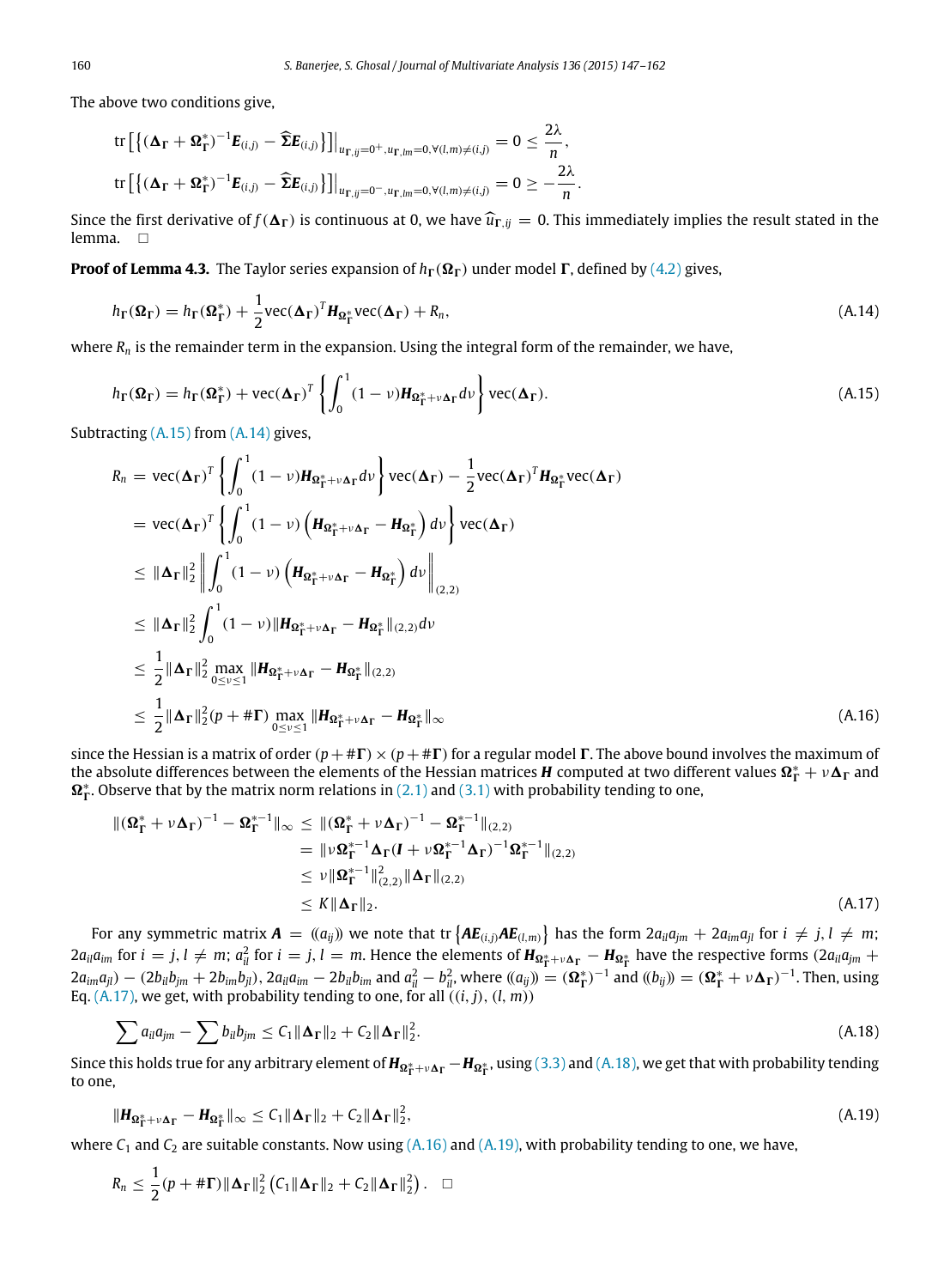The above two conditions give,

$$\mathrm{tr}\left[\left\{(\boldsymbol{\Delta}_{\boldsymbol{\Gamma}}+\boldsymbol{\Omega}_{\boldsymbol{\Gamma}}^{*})^{-1}\boldsymbol{E}_{(i,j)}-\widehat{\boldsymbol{\Sigma}}\boldsymbol{E}_{(i,j)}\right\}\right]\Big|_{u_{\boldsymbol{\Gamma},ij}=0^{+},u_{\boldsymbol{\Gamma},lm}=0,\forall(l,m)\neq(i,j)}=0\leq\frac{2\lambda}{n},$$

$$\mathrm{tr}\left[\left\{(\boldsymbol{\Delta}_{\boldsymbol{\Gamma}}+\boldsymbol{\Omega}_{\boldsymbol{\Gamma}}^{*})^{-1}\boldsymbol{E}_{(i,j)}-\widehat{\boldsymbol{\Sigma}}\boldsymbol{E}_{(i,j)}\right\}\right]\Big|_{u_{\boldsymbol{\Gamma},ij}=0^{-},u_{\boldsymbol{\Gamma},lm}=0,\forall(l,m)\neq(i,j)}=0\geq-\frac{2\lambda}{n}.$$

Since the first derivative of $f(\boldsymbol{\Delta}_{\boldsymbol{\Gamma}})$ is continuous at 0, we have $\widehat{u}_{\boldsymbol{\Gamma},ij}=0$. This immediately implies the result stated in the lemma. $\square$

**Proof of Lemma 4.3.** The Taylor series expansion of $h_{\boldsymbol{\Gamma}}(\boldsymbol{\Omega}_{\boldsymbol{\Gamma}})$ under model $\boldsymbol{\Gamma}$, defined by (4.2) gives,

$$h_{\boldsymbol{\Gamma}}(\boldsymbol{\Omega}_{\boldsymbol{\Gamma}})=h_{\boldsymbol{\Gamma}}(\boldsymbol{\Omega}_{\boldsymbol{\Gamma}}^{*})+\frac{1}{2}\mathrm{vec}(\boldsymbol{\Delta}_{\boldsymbol{\Gamma}})^{T}\boldsymbol{H}_{\boldsymbol{\Omega}_{\boldsymbol{\Gamma}}^{*}}\mathrm{vec}(\boldsymbol{\Delta}_{\boldsymbol{\Gamma}})+R_{n},\tag{A.14}$$

where $R_n$ is the remainder term in the expansion. Using the integral form of the remainder, we have,

$$h_{\boldsymbol{\Gamma}}(\boldsymbol{\Omega}_{\boldsymbol{\Gamma}})=h_{\boldsymbol{\Gamma}}(\boldsymbol{\Omega}_{\boldsymbol{\Gamma}}^{*})+\mathrm{vec}(\boldsymbol{\Delta}_{\boldsymbol{\Gamma}})^{T}\left\{\int_{0}^{1}(1-\nu)\boldsymbol{H}_{\boldsymbol{\Omega}_{\boldsymbol{\Gamma}}^{*}+\nu\boldsymbol{\Delta}_{\boldsymbol{\Gamma}}}d\nu\right\}\mathrm{vec}(\boldsymbol{\Delta}_{\boldsymbol{\Gamma}}).\tag{A.15}$$

Subtracting (A.15) from (A.14) gives,

$$\begin{aligned}
R_{n}&=\mathrm{vec}(\boldsymbol{\Delta}_{\boldsymbol{\Gamma}})^{T}\left\{\int_{0}^{1}(1-\nu)\boldsymbol{H}_{\boldsymbol{\Omega}_{\boldsymbol{\Gamma}}^{*}+\nu\boldsymbol{\Delta}_{\boldsymbol{\Gamma}}}d\nu\right\}\mathrm{vec}(\boldsymbol{\Delta}_{\boldsymbol{\Gamma}})-\frac{1}{2}\mathrm{vec}(\boldsymbol{\Delta}_{\boldsymbol{\Gamma}})^{T}\boldsymbol{H}_{\boldsymbol{\Omega}_{\boldsymbol{\Gamma}}^{*}}\mathrm{vec}(\boldsymbol{\Delta}_{\boldsymbol{\Gamma}})\\
&=\mathrm{vec}(\boldsymbol{\Delta}_{\boldsymbol{\Gamma}})^{T}\left\{\int_{0}^{1}(1-\nu)\left(\boldsymbol{H}_{\boldsymbol{\Omega}_{\boldsymbol{\Gamma}}^{*}+\nu\boldsymbol{\Delta}_{\boldsymbol{\Gamma}}}-\boldsymbol{H}_{\boldsymbol{\Omega}_{\boldsymbol{\Gamma}}^{*}}\right)d\nu\right\}\mathrm{vec}(\boldsymbol{\Delta}_{\boldsymbol{\Gamma}})\\
&\leq\|\boldsymbol{\Delta}_{\boldsymbol{\Gamma}}\|_{2}^{2}\left\|\int_{0}^{1}(1-\nu)\left(\boldsymbol{H}_{\boldsymbol{\Omega}_{\boldsymbol{\Gamma}}^{*}+\nu\boldsymbol{\Delta}_{\boldsymbol{\Gamma}}}-\boldsymbol{H}_{\boldsymbol{\Omega}_{\boldsymbol{\Gamma}}^{*}}\right)d\nu\right\|_{(2,2)}\\
&\leq\|\boldsymbol{\Delta}_{\boldsymbol{\Gamma}}\|_{2}^{2}\int_{0}^{1}(1-\nu)\|\boldsymbol{H}_{\boldsymbol{\Omega}_{\boldsymbol{\Gamma}}^{*}+\nu\boldsymbol{\Delta}_{\boldsymbol{\Gamma}}}-\boldsymbol{H}_{\boldsymbol{\Omega}_{\boldsymbol{\Gamma}}^{*}}\|_{(2,2)}d\nu\\
&\leq\frac{1}{2}\|\boldsymbol{\Delta}_{\boldsymbol{\Gamma}}\|_{2}^{2}\max_{0\leq\nu\leq1}\|\boldsymbol{H}_{\boldsymbol{\Omega}_{\boldsymbol{\Gamma}}^{*}+\nu\boldsymbol{\Delta}_{\boldsymbol{\Gamma}}}-\boldsymbol{H}_{\boldsymbol{\Omega}_{\boldsymbol{\Gamma}}^{*}}\|_{(2,2)}\\
&\leq\frac{1}{2}\|\boldsymbol{\Delta}_{\boldsymbol{\Gamma}}\|_{2}^{2}(p+\#\boldsymbol{\Gamma})\max_{0\leq\nu\leq1}\|\boldsymbol{H}_{\boldsymbol{\Omega}_{\boldsymbol{\Gamma}}^{*}+\nu\boldsymbol{\Delta}_{\boldsymbol{\Gamma}}}-\boldsymbol{H}_{\boldsymbol{\Omega}_{\boldsymbol{\Gamma}}^{*}}\|_{\infty}
\end{aligned}\tag{A.16}$$

since the Hessian is a matrix of order $(p+\#\boldsymbol{\Gamma})\times(p+\#\boldsymbol{\Gamma})$ for a regular model $\boldsymbol{\Gamma}$. The above bound involves the maximum of the absolute differences between the elements of the Hessian matrices $\boldsymbol{H}$ computed at two different values $\boldsymbol{\Omega}_{\boldsymbol{\Gamma}}^{*}+\nu\boldsymbol{\Delta}_{\boldsymbol{\Gamma}}$ and $\boldsymbol{\Omega}_{\boldsymbol{\Gamma}}^{*}$. Observe that by the matrix norm relations in (2.1) and (3.1) with probability tending to one,

$$\begin{aligned}
\|(\boldsymbol{\Omega}_{\boldsymbol{\Gamma}}^{*}+\nu\boldsymbol{\Delta}_{\boldsymbol{\Gamma}})^{-1}-\boldsymbol{\Omega}_{\boldsymbol{\Gamma}}^{*-1}\|_{\infty}&\leq\|(\boldsymbol{\Omega}_{\boldsymbol{\Gamma}}^{*}+\nu\boldsymbol{\Delta}_{\boldsymbol{\Gamma}})^{-1}-\boldsymbol{\Omega}_{\boldsymbol{\Gamma}}^{*-1}\|_{(2,2)}\\
&=\|\nu\boldsymbol{\Omega}_{\boldsymbol{\Gamma}}^{*-1}\boldsymbol{\Delta}_{\boldsymbol{\Gamma}}(\boldsymbol{I}+\nu\boldsymbol{\Omega}_{\boldsymbol{\Gamma}}^{*-1}\boldsymbol{\Delta}_{\boldsymbol{\Gamma}})^{-1}\boldsymbol{\Omega}_{\boldsymbol{\Gamma}}^{*-1}\|_{(2,2)}\\
&\leq\nu\|\boldsymbol{\Omega}_{\boldsymbol{\Gamma}}^{*-1}\|_{(2,2)}^{2}\|\boldsymbol{\Delta}_{\boldsymbol{\Gamma}}\|_{(2,2)}\\
&\leq K\|\boldsymbol{\Delta}_{\boldsymbol{\Gamma}}\|_{2}.
\end{aligned}\tag{A.17}$$

For any symmetric matrix $\boldsymbol{A}=((a_{ij}))$ we note that $\mathrm{tr}\left\{\boldsymbol{A}\boldsymbol{E}_{(i,j)}\boldsymbol{A}\boldsymbol{E}_{(l,m)}\right\}$ has the form $2a_{il}a_{jm}+2a_{im}a_{jl}$ for $i\neq j,l\neq m$; $2a_{il}a_{im}$ for $i=j,l\neq m$; $a_{il}^{2}$ for $i=j,l=m$. Hence the elements of $\boldsymbol{H}_{\boldsymbol{\Omega}_{\boldsymbol{\Gamma}}^{*}+\nu\boldsymbol{\Delta}_{\boldsymbol{\Gamma}}}-\boldsymbol{H}_{\boldsymbol{\Omega}_{\boldsymbol{\Gamma}}^{*}}$ have the respective forms $(2a_{il}a_{jm}+2a_{im}a_{jl})-(2b_{il}b_{jm}+2b_{im}b_{jl})$, $2a_{il}a_{im}-2b_{il}b_{im}$ and $a_{il}^{2}-b_{il}^{2}$, where $((a_{ij}))=(\boldsymbol{\Omega}_{\boldsymbol{\Gamma}}^{*})^{-1}$ and $((b_{ij}))=(\boldsymbol{\Omega}_{\boldsymbol{\Gamma}}^{*}+\nu\boldsymbol{\Delta}_{\boldsymbol{\Gamma}})^{-1}$. Then, using Eq. (A.17), we get, with probability tending to one, for all $((i,j),(l,m))$

$$\sum a_{il}a_{jm}-\sum b_{il}b_{jm}\leq C_{1}\|\boldsymbol{\Delta}_{\boldsymbol{\Gamma}}\|_{2}+C_{2}\|\boldsymbol{\Delta}_{\boldsymbol{\Gamma}}\|_{2}^{2}.\tag{A.18}$$

Since this holds true for any arbitrary element of $\boldsymbol{H}_{\boldsymbol{\Omega}_{\boldsymbol{\Gamma}}^{*}+\nu\boldsymbol{\Delta}_{\boldsymbol{\Gamma}}}-\boldsymbol{H}_{\boldsymbol{\Omega}_{\boldsymbol{\Gamma}}^{*}}$, using (3.3) and (A.18), we get that with probability tending to one,

$$\|\boldsymbol{H}_{\boldsymbol{\Omega}_{\boldsymbol{\Gamma}}^{*}+\nu\boldsymbol{\Delta}_{\boldsymbol{\Gamma}}}-\boldsymbol{H}_{\boldsymbol{\Omega}_{\boldsymbol{\Gamma}}^{*}}\|_{\infty}\leq C_{1}\|\boldsymbol{\Delta}_{\boldsymbol{\Gamma}}\|_{2}+C_{2}\|\boldsymbol{\Delta}_{\boldsymbol{\Gamma}}\|_{2}^{2},\tag{A.19}$$

where $C_1$ and $C_2$ are suitable constants. Now using (A.16) and (A.19), with probability tending to one, we have,

$$R_{n}\leq\frac{1}{2}(p+\#\boldsymbol{\Gamma})\|\boldsymbol{\Delta}_{\boldsymbol{\Gamma}}\|_{2}^{2}\left(C_{1}\|\boldsymbol{\Delta}_{\boldsymbol{\Gamma}}\|_{2}+C_{2}\|\boldsymbol{\Delta}_{\boldsymbol{\Gamma}}\|_{2}^{2}\right).\quad\square$$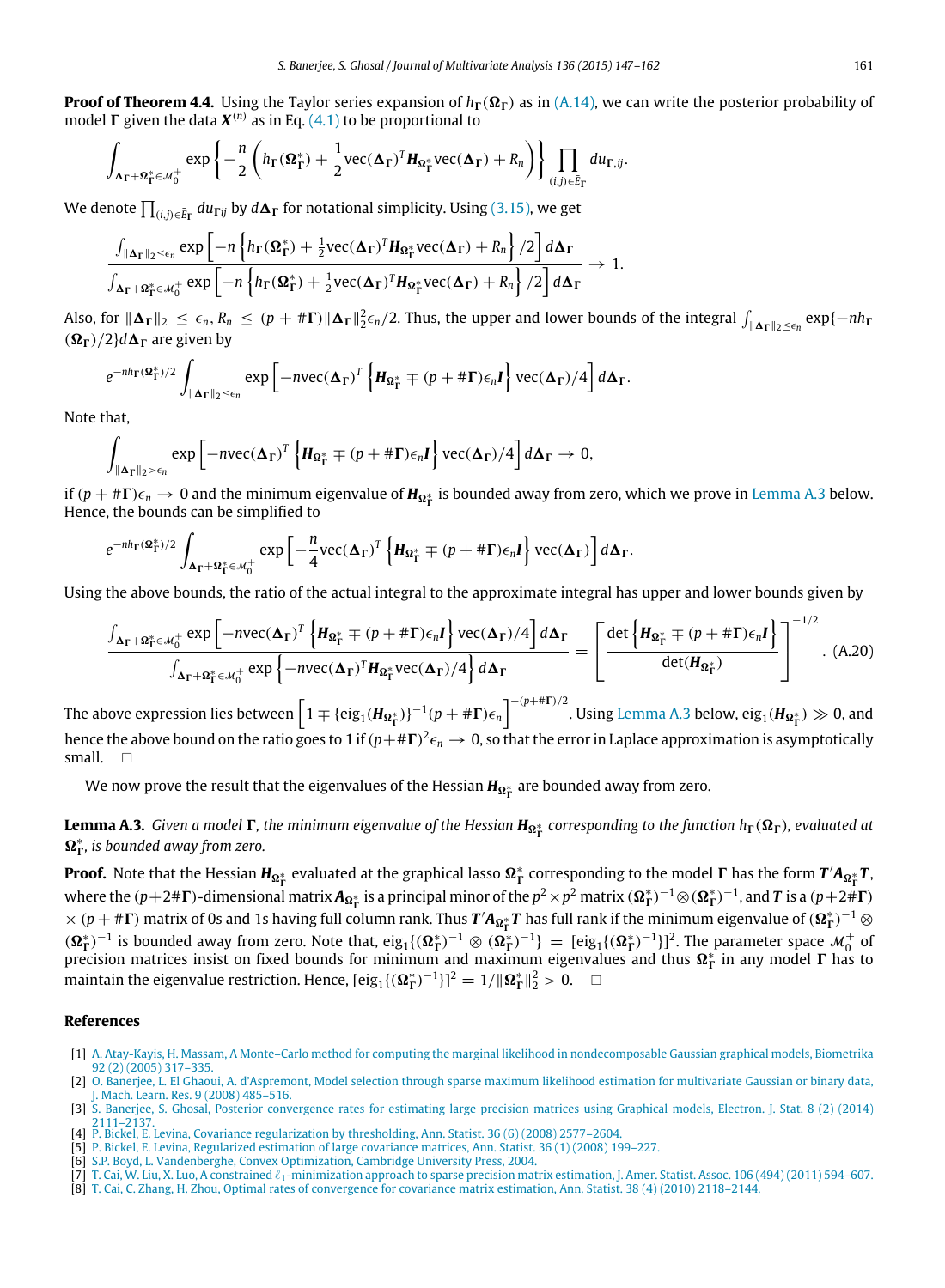**Proof of Theorem 4.4.** Using the Taylor series expansion of $h_{\Gamma}(\boldsymbol{\Omega}_{\Gamma})$ as in (A.14), we can write the posterior probability of model $\boldsymbol{\Gamma}$ given the data $\boldsymbol{X}^{(n)}$ as in Eq. (4.1) to be proportional to

$$\int_{\boldsymbol{\Delta}_{\Gamma}+\boldsymbol{\Omega}^*_{\Gamma}\in\mathcal{M}_0^+} \exp\left\{-\frac{n}{2}\left(h_{\Gamma}(\boldsymbol{\Omega}^*_{\Gamma}) + \frac{1}{2}\mathrm{vec}(\boldsymbol{\Delta}_{\Gamma})^T \boldsymbol{H}_{\boldsymbol{\Omega}^*_{\Gamma}} \mathrm{vec}(\boldsymbol{\Delta}_{\Gamma}) + R_n\right)\right\} \prod_{(i,j)\in\bar{E}_{\Gamma}} du_{\Gamma,ij}.$$

We denote $\prod_{(i,j)\in\bar{E}_{\Gamma}} du_{\Gamma ij}$ by $d\boldsymbol{\Delta}_{\Gamma}$ for notational simplicity. Using (3.15), we get

$$\frac{\int_{\|\boldsymbol{\Delta}_{\Gamma}\|_2\le\epsilon_n} \exp\left[-n\left\{h_{\Gamma}(\boldsymbol{\Omega}^*_{\Gamma}) + \frac{1}{2}\mathrm{vec}(\boldsymbol{\Delta}_{\Gamma})^T \boldsymbol{H}_{\boldsymbol{\Omega}^*_{\Gamma}} \mathrm{vec}(\boldsymbol{\Delta}_{\Gamma}) + R_n\right\}/2\right] d\boldsymbol{\Delta}_{\Gamma}}{\int_{\boldsymbol{\Delta}_{\Gamma}+\boldsymbol{\Omega}^*_{\Gamma}\in\mathcal{M}_0^+} \exp\left[-n\left\{h_{\Gamma}(\boldsymbol{\Omega}^*_{\Gamma}) + \frac{1}{2}\mathrm{vec}(\boldsymbol{\Delta}_{\Gamma})^T \boldsymbol{H}_{\boldsymbol{\Omega}^*_{\Gamma}} \mathrm{vec}(\boldsymbol{\Delta}_{\Gamma}) + R_n\right\}/2\right] d\boldsymbol{\Delta}_{\Gamma}} \to 1.$$

Also, for $\|\boldsymbol{\Delta}_{\Gamma}\|_2 \le \epsilon_n$, $R_n \le (p + \#\boldsymbol{\Gamma})\|\boldsymbol{\Delta}_{\Gamma}\|_2^2\epsilon_n/2$. Thus, the upper and lower bounds of the integral $\int_{\|\boldsymbol{\Delta}_{\Gamma}\|_2\le\epsilon_n} \exp\{-nh_{\Gamma}(\boldsymbol{\Omega}_{\Gamma})/2\} d\boldsymbol{\Delta}_{\Gamma}$ are given by

$$e^{-nh_{\Gamma}(\boldsymbol{\Omega}^*_{\Gamma})/2}\int_{\|\boldsymbol{\Delta}_{\Gamma}\|_2\le\epsilon_n} \exp\left[-n\mathrm{vec}(\boldsymbol{\Delta}_{\Gamma})^T\left\{\boldsymbol{H}_{\boldsymbol{\Omega}^*_{\Gamma}} \mp (p+\#\boldsymbol{\Gamma})\epsilon_n\boldsymbol{I}\right\}\mathrm{vec}(\boldsymbol{\Delta}_{\Gamma})/4\right] d\boldsymbol{\Delta}_{\Gamma}.$$

Note that,

$$\int_{\|\boldsymbol{\Delta}_{\Gamma}\|_2>\epsilon_n} \exp\left[-n\mathrm{vec}(\boldsymbol{\Delta}_{\Gamma})^T\left\{\boldsymbol{H}_{\boldsymbol{\Omega}^*_{\Gamma}} \mp (p+\#\boldsymbol{\Gamma})\epsilon_n\boldsymbol{I}\right\}\mathrm{vec}(\boldsymbol{\Delta}_{\Gamma})/4\right] d\boldsymbol{\Delta}_{\Gamma} \to 0,$$

if $(p + \#\boldsymbol{\Gamma})\epsilon_n \to 0$ and the minimum eigenvalue of $\boldsymbol{H}_{\boldsymbol{\Omega}^*_{\Gamma}}$ is bounded away from zero, which we prove in Lemma A.3 below. Hence, the bounds can be simplified to

$$e^{-nh_{\Gamma}(\boldsymbol{\Omega}^*_{\Gamma})/2}\int_{\boldsymbol{\Delta}_{\Gamma}+\boldsymbol{\Omega}^*_{\Gamma}\in\mathcal{M}_0^+} \exp\left[-\frac{n}{4}\mathrm{vec}(\boldsymbol{\Delta}_{\Gamma})^T\left\{\boldsymbol{H}_{\boldsymbol{\Omega}^*_{\Gamma}} \mp (p+\#\boldsymbol{\Gamma})\epsilon_n\boldsymbol{I}\right\}\mathrm{vec}(\boldsymbol{\Delta}_{\Gamma})\right] d\boldsymbol{\Delta}_{\Gamma}.$$

Using the above bounds, the ratio of the actual integral to the approximate integral has upper and lower bounds given by

$$\frac{\int_{\boldsymbol{\Delta}_{\Gamma}+\boldsymbol{\Omega}^*_{\Gamma}\in\mathcal{M}_0^+} \exp\left[-n\mathrm{vec}(\boldsymbol{\Delta}_{\Gamma})^T\left\{\boldsymbol{H}_{\boldsymbol{\Omega}^*_{\Gamma}} \mp (p+\#\boldsymbol{\Gamma})\epsilon_n\boldsymbol{I}\right\}\mathrm{vec}(\boldsymbol{\Delta}_{\Gamma})/4\right] d\boldsymbol{\Delta}_{\Gamma}}{\int_{\boldsymbol{\Delta}_{\Gamma}+\boldsymbol{\Omega}^*_{\Gamma}\in\mathcal{M}_0^+} \exp\left\{-n\mathrm{vec}(\boldsymbol{\Delta}_{\Gamma})^T\boldsymbol{H}_{\boldsymbol{\Omega}^*_{\Gamma}}\mathrm{vec}(\boldsymbol{\Delta}_{\Gamma})/4\right\} d\boldsymbol{\Delta}_{\Gamma}} = \left[\frac{\det\left\{\boldsymbol{H}_{\boldsymbol{\Omega}^*_{\Gamma}} \mp (p+\#\boldsymbol{\Gamma})\epsilon_n\boldsymbol{I}\right\}}{\det(\boldsymbol{H}_{\boldsymbol{\Omega}^*_{\Gamma}})}\right]^{-1/2}. \quad \text{(A.20)}$$

The above expression lies between $\left[1 \mp \{\mathrm{eig}_1(\boldsymbol{H}_{\boldsymbol{\Omega}^*_{\Gamma}})\}^{-1}(p+\#\boldsymbol{\Gamma})\epsilon_n\right]^{-(p+\#\boldsymbol{\Gamma})/2}$. Using Lemma A.3 below, $\mathrm{eig}_1(\boldsymbol{H}_{\boldsymbol{\Omega}^*_{\Gamma}}) \gg 0$, and hence the above bound on the ratio goes to 1 if $(p+\#\boldsymbol{\Gamma})^2\epsilon_n \to 0$, so that the error in Laplace approximation is asymptotically small. □

We now prove the result that the eigenvalues of the Hessian $\boldsymbol{H}_{\boldsymbol{\Omega}^*_{\Gamma}}$ are bounded away from zero.

**Lemma A.3.** *Given a model $\boldsymbol{\Gamma}$, the minimum eigenvalue of the Hessian $\boldsymbol{H}_{\boldsymbol{\Omega}^*_{\Gamma}}$ corresponding to the function $h_{\Gamma}(\boldsymbol{\Omega}_{\Gamma})$, evaluated at $\boldsymbol{\Omega}^*_{\Gamma}$, is bounded away from zero.*

**Proof.** Note that the Hessian $\boldsymbol{H}_{\boldsymbol{\Omega}^*_{\Gamma}}$ evaluated at the graphical lasso $\boldsymbol{\Omega}^*_{\Gamma}$ corresponding to the model $\boldsymbol{\Gamma}$ has the form $\boldsymbol{T}'\boldsymbol{A}_{\boldsymbol{\Omega}^*_{\Gamma}}\boldsymbol{T}$, where the $(p+2\#\boldsymbol{\Gamma})$-dimensional matrix $\boldsymbol{A}_{\boldsymbol{\Omega}^*_{\Gamma}}$ is a principal minor of the $p^2\times p^2$ matrix $(\boldsymbol{\Omega}^*_{\Gamma})^{-1}\otimes(\boldsymbol{\Omega}^*_{\Gamma})^{-1}$, and $\boldsymbol{T}$ is a $(p+2\#\boldsymbol{\Gamma})\times(p+\#\boldsymbol{\Gamma})$ matrix of 0s and 1s having full column rank. Thus $\boldsymbol{T}'\boldsymbol{A}_{\boldsymbol{\Omega}^*_{\Gamma}}\boldsymbol{T}$ has full rank if the minimum eigenvalue of $(\boldsymbol{\Omega}^*_{\Gamma})^{-1}\otimes(\boldsymbol{\Omega}^*_{\Gamma})^{-1}$ is bounded away from zero. Note that, $\mathrm{eig}_1\{(\boldsymbol{\Omega}^*_{\Gamma})^{-1}\otimes(\boldsymbol{\Omega}^*_{\Gamma})^{-1}\} = [\mathrm{eig}_1\{(\boldsymbol{\Omega}^*_{\Gamma})^{-1}\}]^2$. The parameter space $\mathcal{M}_0^+$ of precision matrices insist on fixed bounds for minimum and maximum eigenvalues and thus $\boldsymbol{\Omega}^*_{\Gamma}$ in any model $\boldsymbol{\Gamma}$ has to maintain the eigenvalue restriction. Hence, $[\mathrm{eig}_1\{(\boldsymbol{\Omega}^*_{\Gamma})^{-1}\}]^2 = 1/\|\boldsymbol{\Omega}^*_{\Gamma}\|_2^2 > 0$. □

## References

[1] A. Atay-Kayis, H. Massam, A Monte–Carlo method for computing the marginal likelihood in nondecomposable Gaussian graphical models, Biometrika 92 (2) (2005) 317–335.

[2] O. Banerjee, L. El Ghaoui, A. d'Aspremont, Model selection through sparse maximum likelihood estimation for multivariate Gaussian or binary data, J. Mach. Learn. Res. 9 (2008) 485–516.

[3] S. Banerjee, S. Ghosal, Posterior convergence rates for estimating large precision matrices using Graphical models, Electron. J. Stat. 8 (2) (2014) 2111–2137.

[4] P. Bickel, E. Levina, Covariance regularization by thresholding, Ann. Statist. 36 (6) (2008) 2577–2604.

[5] P. Bickel, E. Levina, Regularized estimation of large covariance matrices, Ann. Statist. 36 (1) (2008) 199–227.

[6] S.P. Boyd, L. Vandenberghe, Convex Optimization, Cambridge University Press, 2004.

[7] T. Cai, W. Liu, X. Luo, A constrained $\ell_1$-minimization approach to sparse precision matrix estimation, J. Amer. Statist. Assoc. 106 (494) (2011) 594–607.

[8] T. Cai, C. Zhang, H. Zhou, Optimal rates of convergence for covariance matrix estimation, Ann. Statist. 38 (4) (2010) 2118–2144.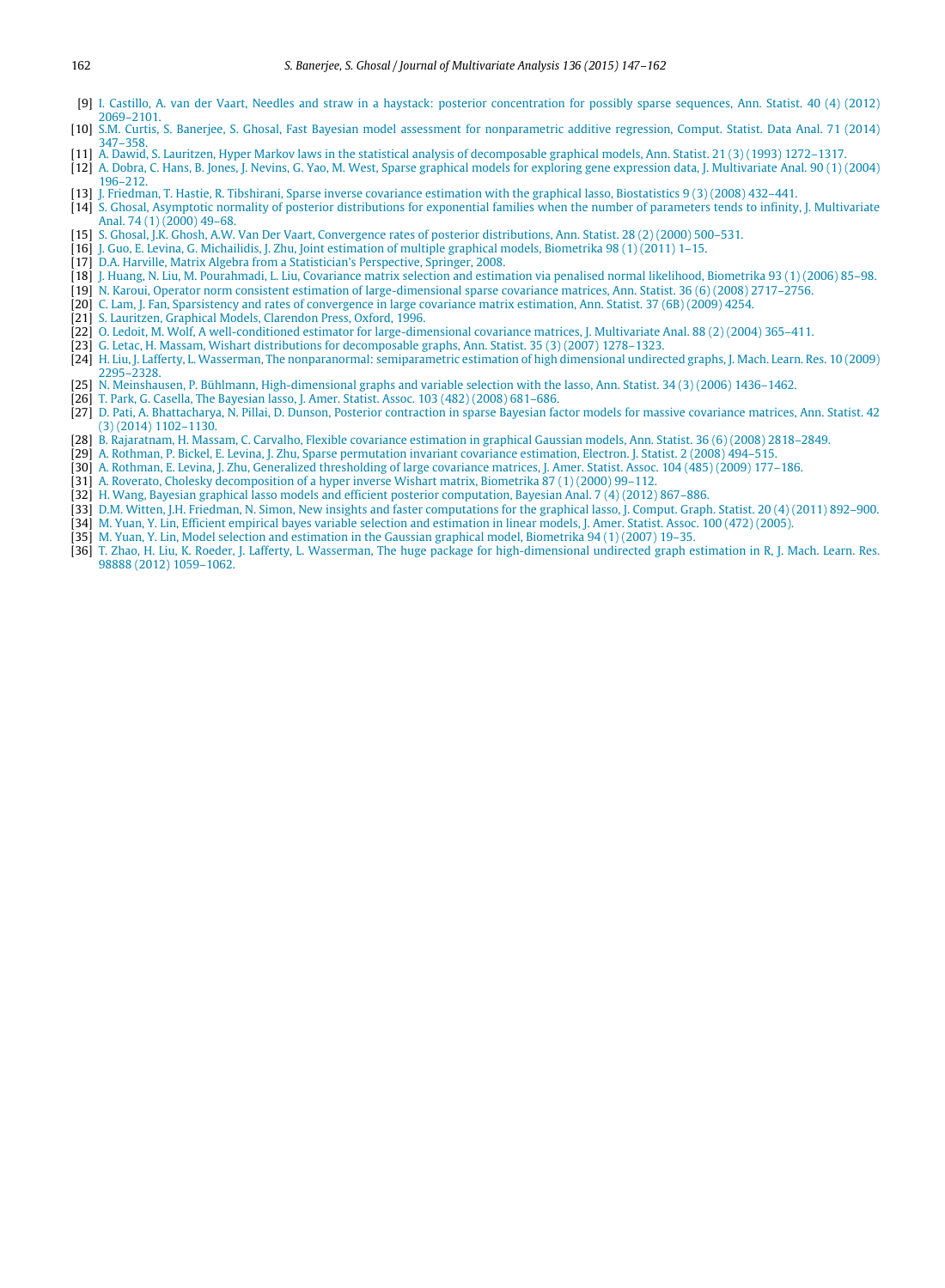[9] I. Castillo, A. van der Vaart, Needles and straw in a haystack: posterior concentration for possibly sparse sequences, Ann. Statist. 40 (4) (2012) 2069–2101.

[10] S.M. Curtis, S. Banerjee, S. Ghosal, Fast Bayesian model assessment for nonparametric additive regression, Comput. Statist. Data Anal. 71 (2014) 347–358.

[11] A. Dawid, S. Lauritzen, Hyper Markov laws in the statistical analysis of decomposable graphical models, Ann. Statist. 21 (3) (1993) 1272–1317.

[12] A. Dobra, C. Hans, B. Jones, J. Nevins, G. Yao, M. West, Sparse graphical models for exploring gene expression data, J. Multivariate Anal. 90 (1) (2004) 196–212.

[13] J. Friedman, T. Hastie, R. Tibshirani, Sparse inverse covariance estimation with the graphical lasso, Biostatistics 9 (3) (2008) 432–441.

[14] S. Ghosal, Asymptotic normality of posterior distributions for exponential families when the number of parameters tends to infinity, J. Multivariate Anal. 74 (1) (2000) 49–68.

[15] S. Ghosal, J.K. Ghosh, A.W. Van Der Vaart, Convergence rates of posterior distributions, Ann. Statist. 28 (2) (2000) 500–531.

[16] J. Guo, E. Levina, G. Michailidis, J. Zhu, Joint estimation of multiple graphical models, Biometrika 98 (1) (2011) 1–15.

[17] D.A. Harville, Matrix Algebra from a Statistician's Perspective, Springer, 2008.

[18] J. Huang, N. Liu, M. Pourahmadi, L. Liu, Covariance matrix selection and estimation via penalised normal likelihood, Biometrika 93 (1) (2006) 85–98.

[19] N. Karoui, Operator norm consistent estimation of large-dimensional sparse covariance matrices, Ann. Statist. 36 (6) (2008) 2717–2756.

[20] C. Lam, J. Fan, Sparsistency and rates of convergence in large covariance matrix estimation, Ann. Statist. 37 (6B) (2009) 4254.

[21] S. Lauritzen, Graphical Models, Clarendon Press, Oxford, 1996.

[22] O. Ledoit, M. Wolf, A well-conditioned estimator for large-dimensional covariance matrices, J. Multivariate Anal. 88 (2) (2004) 365–411.

[23] G. Letac, H. Massam, Wishart distributions for decomposable graphs, Ann. Statist. 35 (3) (2007) 1278–1323.

[24] H. Liu, J. Lafferty, L. Wasserman, The nonparanormal: semiparametric estimation of high dimensional undirected graphs, J. Mach. Learn. Res. 10 (2009) 2295–2328.

[25] N. Meinshausen, P. Bühlmann, High-dimensional graphs and variable selection with the lasso, Ann. Statist. 34 (3) (2006) 1436–1462.

[26] T. Park, G. Casella, The Bayesian lasso, J. Amer. Statist. Assoc. 103 (482) (2008) 681–686.

[27] D. Pati, A. Bhattacharya, N. Pillai, D. Dunson, Posterior contraction in sparse Bayesian factor models for massive covariance matrices, Ann. Statist. 42 (3) (2014) 1102–1130.

[28] B. Rajaratnam, H. Massam, C. Carvalho, Flexible covariance estimation in graphical Gaussian models, Ann. Statist. 36 (6) (2008) 2818–2849.

[29] A. Rothman, P. Bickel, E. Levina, J. Zhu, Sparse permutation invariant covariance estimation, Electron. J. Statist. 2 (2008) 494–515.

[30] A. Rothman, E. Levina, J. Zhu, Generalized thresholding of large covariance matrices, J. Amer. Statist. Assoc. 104 (485) (2009) 177–186.

[31] A. Roverato, Cholesky decomposition of a hyper inverse Wishart matrix, Biometrika 87 (1) (2000) 99–112.

[32] H. Wang, Bayesian graphical lasso models and efficient posterior computation, Bayesian Anal. 7 (4) (2012) 867–886.

[33] D.M. Witten, J.H. Friedman, N. Simon, New insights and faster computations for the graphical lasso, J. Comput. Graph. Statist. 20 (4) (2011) 892–900.

[34] M. Yuan, Y. Lin, Efficient empirical bayes variable selection and estimation in linear models, J. Amer. Statist. Assoc. 100 (472) (2005).

[35] M. Yuan, Y. Lin, Model selection and estimation in the Gaussian graphical model, Biometrika 94 (1) (2007) 19–35.

[36] T. Zhao, H. Liu, K. Roeder, J. Lafferty, L. Wasserman, The huge package for high-dimensional undirected graph estimation in R, J. Mach. Learn. Res. 98888 (2012) 1059–1062.